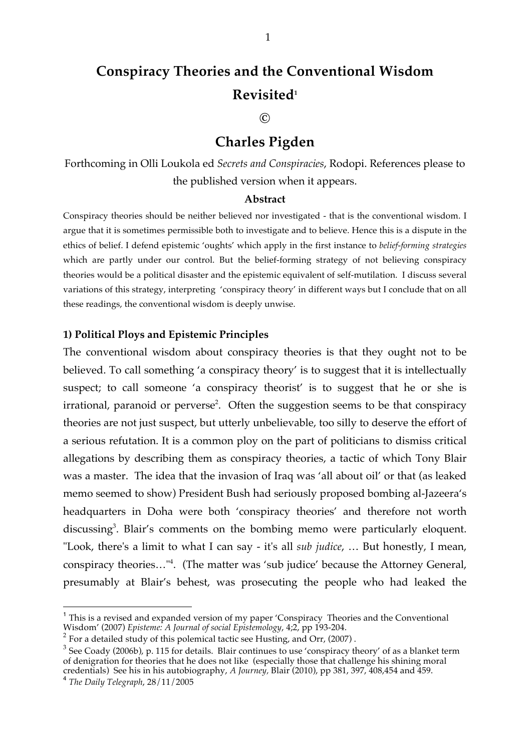# Conspiracy Theories and the Conventional Wisdom Revisited[1]

©

## Charles Pigden

Forthcoming in Olli Loukola ed *Secrets and Conspiracies*, Rodopi. References please to the published version when it appears.

### Abstract

Conspiracy theories should be neither believed nor investigated - that is the conventional wisdom. I argue that it is sometimes permissible both to investigate and to believe. Hence this is a dispute in the ethics of belief. I defend epistemic 'oughts' which apply in the first instance to *belief-forming strategies* which are partly under our control. But the belief-forming strategy of not believing conspiracy theories would be a political disaster and the epistemic equivalent of self-mutilation. I discuss several variations of this strategy, interpreting 'conspiracy theory' in different ways but I conclude that on all these readings, the conventional wisdom is deeply unwise.

### 1) Political Ploys and Epistemic Principles

The conventional wisdom about conspiracy theories is that they ought not to be believed. To call something 'a conspiracy theory' is to suggest that it is intellectually suspect; to call someone 'a conspiracy theorist' is to suggest that he or she is irrational, paranoid or perverse[2]. Often the suggestion seems to be that conspiracy theories are not just suspect, but utterly unbelievable, too silly to deserve the effort of a serious refutation. It is a common ploy on the part of politicians to dismiss critical allegations by describing them as conspiracy theories, a tactic of which Tony Blair was a master. The idea that the invasion of Iraq was 'all about oil' or that (as leaked memo seemed to show) President Bush had seriously proposed bombing al-Jazeera's headquarters in Doha were both 'conspiracy theories' and therefore not worth discussing[3]. Blair's comments on the bombing memo were particularly eloquent. "Look, there's a limit to what I can say - it's all *sub judice*, … But honestly, I mean, conspiracy theories…"[4]. (The matter was 'sub judice' because the Attorney General, presumably at Blair's behest, was prosecuting the people who had leaked the

---

[1] This is a revised and expanded version of my paper 'Conspiracy Theories and the Conventional Wisdom' (2007) *Episteme: A Journal of social Epistemology*, 4;2, pp 193-204.

[2] For a detailed study of this polemical tactic see Husting, and Orr, (2007) .

[3] See Coady (2006b), p. 115 for details. Blair continues to use 'conspiracy theory' of as a blanket term of denigration for theories that he does not like (especially those that challenge his shining moral credentials) See his in his autobiography, *A Journey,* Blair (2010), pp 381, 397, 408,454 and 459.

[4] *The Daily Telegraph*, 28/11/2005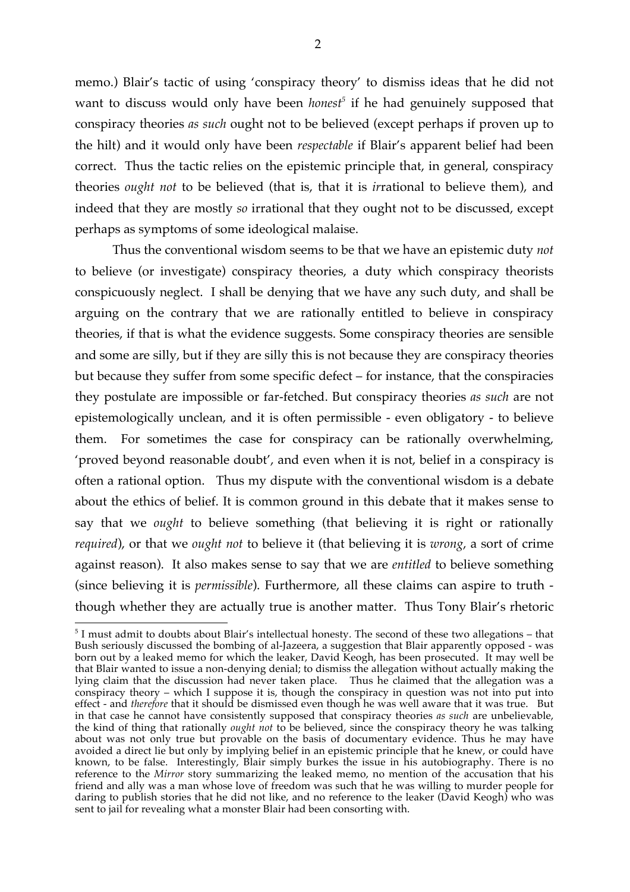memo.) Blair's tactic of using 'conspiracy theory' to dismiss ideas that he did not want to discuss would only have been *honest*[5] if he had genuinely supposed that conspiracy theories *as such* ought not to be believed (except perhaps if proven up to the hilt) and it would only have been *respectable* if Blair's apparent belief had been correct. Thus the tactic relies on the epistemic principle that, in general, conspiracy theories *ought not* to be believed (that is, that it is *ir*rational to believe them), and indeed that they are mostly *so* irrational that they ought not to be discussed, except perhaps as symptoms of some ideological malaise.

Thus the conventional wisdom seems to be that we have an epistemic duty *not* to believe (or investigate) conspiracy theories, a duty which conspiracy theorists conspicuously neglect. I shall be denying that we have any such duty, and shall be arguing on the contrary that we are rationally entitled to believe in conspiracy theories, if that is what the evidence suggests. Some conspiracy theories are sensible and some are silly, but if they are silly this is not because they are conspiracy theories but because they suffer from some specific defect – for instance, that the conspiracies they postulate are impossible or far-fetched. But conspiracy theories *as such* are not epistemologically unclean, and it is often permissible - even obligatory - to believe them. For sometimes the case for conspiracy can be rationally overwhelming, 'proved beyond reasonable doubt', and even when it is not, belief in a conspiracy is often a rational option. Thus my dispute with the conventional wisdom is a debate about the ethics of belief. It is common ground in this debate that it makes sense to say that we *ought* to believe something (that believing it is right or rationally *required*), or that we *ought not* to believe it (that believing it is *wrong*, a sort of crime against reason). It also makes sense to say that we are *entitled* to believe something (since believing it is *permissible*). Furthermore, all these claims can aspire to truth - though whether they are actually true is another matter. Thus Tony Blair's rhetoric

---

[5] I must admit to doubts about Blair's intellectual honesty. The second of these two allegations – that Bush seriously discussed the bombing of al-Jazeera, a suggestion that Blair apparently opposed - was born out by a leaked memo for which the leaker, David Keogh, has been prosecuted. It may well be that Blair wanted to issue a non-denying denial; to dismiss the allegation without actually making the lying claim that the discussion had never taken place. Thus he claimed that the allegation was a conspiracy theory – which I suppose it is, though the conspiracy in question was not into put into effect - and *therefore* that it should be dismissed even though he was well aware that it was true. But in that case he cannot have consistently supposed that conspiracy theories *as such* are unbelievable, the kind of thing that rationally *ought not* to be believed, since the conspiracy theory he was talking about was not only true but provable on the basis of documentary evidence. Thus he may have avoided a direct lie but only by implying belief in an epistemic principle that he knew, or could have known, to be false. Interestingly, Blair simply burkes the issue in his autobiography. There is no reference to the *Mirror* story summarizing the leaked memo, no mention of the accusation that his friend and ally was a man whose love of freedom was such that he was willing to murder people for daring to publish stories that he did not like, and no reference to the leaker (David Keogh) who was sent to jail for revealing what a monster Blair had been consorting with.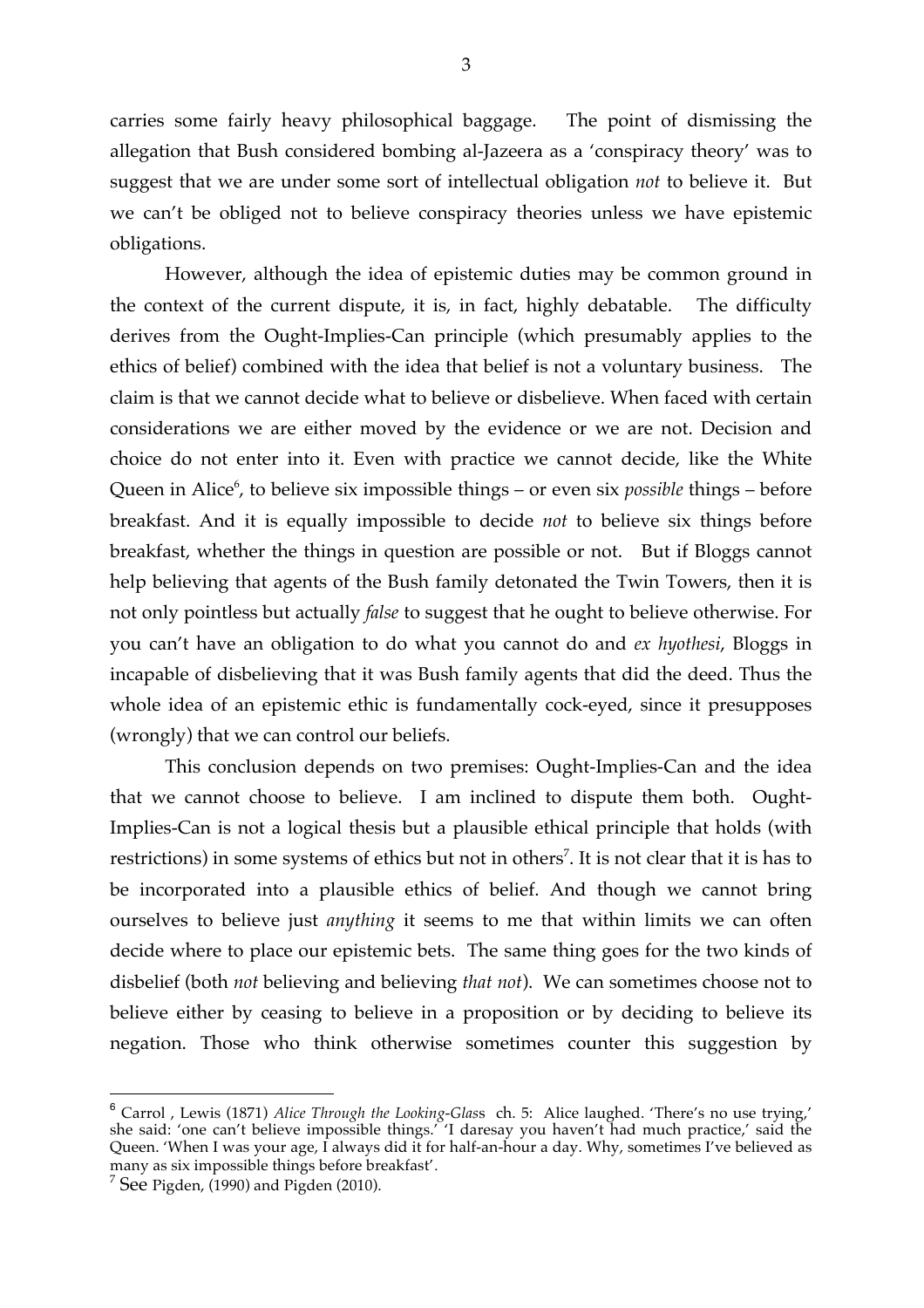carries some fairly heavy philosophical baggage. The point of dismissing the allegation that Bush considered bombing al-Jazeera as a 'conspiracy theory' was to suggest that we are under some sort of intellectual obligation *not* to believe it. But we can't be obliged not to believe conspiracy theories unless we have epistemic obligations.

However, although the idea of epistemic duties may be common ground in the context of the current dispute, it is, in fact, highly debatable. The difficulty derives from the Ought-Implies-Can principle (which presumably applies to the ethics of belief) combined with the idea that belief is not a voluntary business. The claim is that we cannot decide what to believe or disbelieve. When faced with certain considerations we are either moved by the evidence or we are not. Decision and choice do not enter into it. Even with practice we cannot decide, like the White Queen in Alice[6], to believe six impossible things – or even six *possible* things – before breakfast. And it is equally impossible to decide *not* to believe six things before breakfast, whether the things in question are possible or not. But if Bloggs cannot help believing that agents of the Bush family detonated the Twin Towers, then it is not only pointless but actually *false* to suggest that he ought to believe otherwise. For you can't have an obligation to do what you cannot do and *ex hyothesi*, Bloggs in incapable of disbelieving that it was Bush family agents that did the deed. Thus the whole idea of an epistemic ethic is fundamentally cock-eyed, since it presupposes (wrongly) that we can control our beliefs.

This conclusion depends on two premises: Ought-Implies-Can and the idea that we cannot choose to believe. I am inclined to dispute them both. Ought-Implies-Can is not a logical thesis but a plausible ethical principle that holds (with restrictions) in some systems of ethics but not in others[7]. It is not clear that it is has to be incorporated into a plausible ethics of belief. And though we cannot bring ourselves to believe just *anything* it seems to me that within limits we can often decide where to place our epistemic bets. The same thing goes for the two kinds of disbelief (both *not* believing and believing *that not*). We can sometimes choose not to believe either by ceasing to believe in a proposition or by deciding to believe its negation. Those who think otherwise sometimes counter this suggestion by

---

[6] Carrol , Lewis (1871) *Alice Through the Looking-Glass* ch. 5: Alice laughed. 'There's no use trying,' she said: 'one can't believe impossible things.' 'I daresay you haven't had much practice,' said the Queen. 'When I was your age, I always did it for half-an-hour a day. Why, sometimes I've believed as many as six impossible things before breakfast'.

[7] See Pigden, (1990) and Pigden (2010).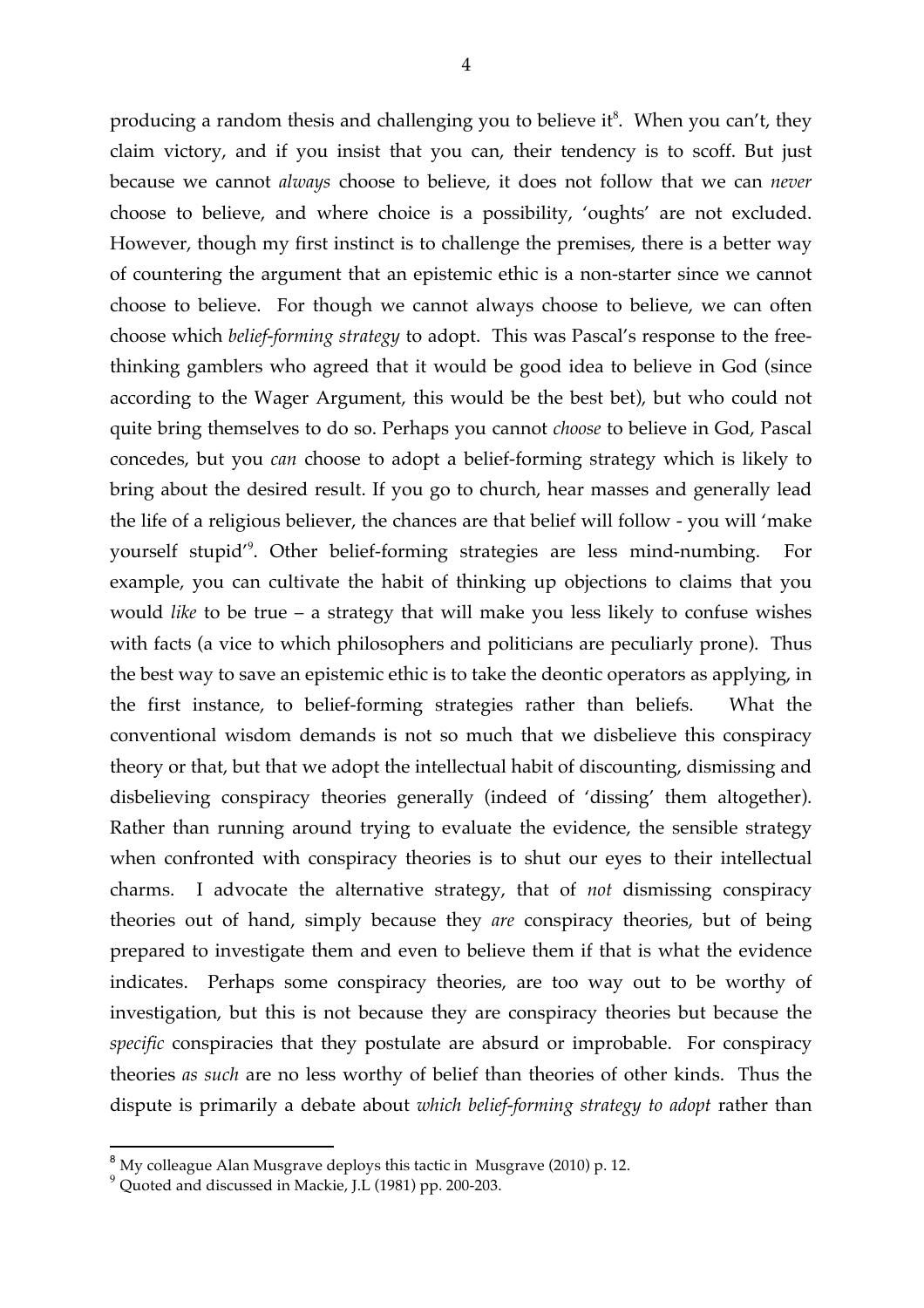producing a random thesis and challenging you to believe it[8]. When you can't, they claim victory, and if you insist that you can, their tendency is to scoff. But just because we cannot *always* choose to believe, it does not follow that we can *never* choose to believe, and where choice is a possibility, 'oughts' are not excluded. However, though my first instinct is to challenge the premises, there is a better way of countering the argument that an epistemic ethic is a non-starter since we cannot choose to believe. For though we cannot always choose to believe, we can often choose which *belief-forming strategy* to adopt. This was Pascal's response to the free-thinking gamblers who agreed that it would be good idea to believe in God (since according to the Wager Argument, this would be the best bet), but who could not quite bring themselves to do so. Perhaps you cannot *choose* to believe in God, Pascal concedes, but you *can* choose to adopt a belief-forming strategy which is likely to bring about the desired result. If you go to church, hear masses and generally lead the life of a religious believer, the chances are that belief will follow - you will 'make yourself stupid'[9]. Other belief-forming strategies are less mind-numbing. For example, you can cultivate the habit of thinking up objections to claims that you would *like* to be true – a strategy that will make you less likely to confuse wishes with facts (a vice to which philosophers and politicians are peculiarly prone). Thus the best way to save an epistemic ethic is to take the deontic operators as applying, in the first instance, to belief-forming strategies rather than beliefs. What the conventional wisdom demands is not so much that we disbelieve this conspiracy theory or that, but that we adopt the intellectual habit of discounting, dismissing and disbelieving conspiracy theories generally (indeed of 'dissing' them altogether). Rather than running around trying to evaluate the evidence, the sensible strategy when confronted with conspiracy theories is to shut our eyes to their intellectual charms. I advocate the alternative strategy, that of *not* dismissing conspiracy theories out of hand, simply because they *are* conspiracy theories, but of being prepared to investigate them and even to believe them if that is what the evidence indicates. Perhaps some conspiracy theories, are too way out to be worthy of investigation, but this is not because they are conspiracy theories but because the *specific* conspiracies that they postulate are absurd or improbable. For conspiracy theories *as such* are no less worthy of belief than theories of other kinds. Thus the dispute is primarily a debate about *which belief-forming strategy to adopt* rather than

---

[8] My colleague Alan Musgrave deploys this tactic in Musgrave (2010) p. 12.

[9] Quoted and discussed in Mackie, J.L (1981) pp. 200-203.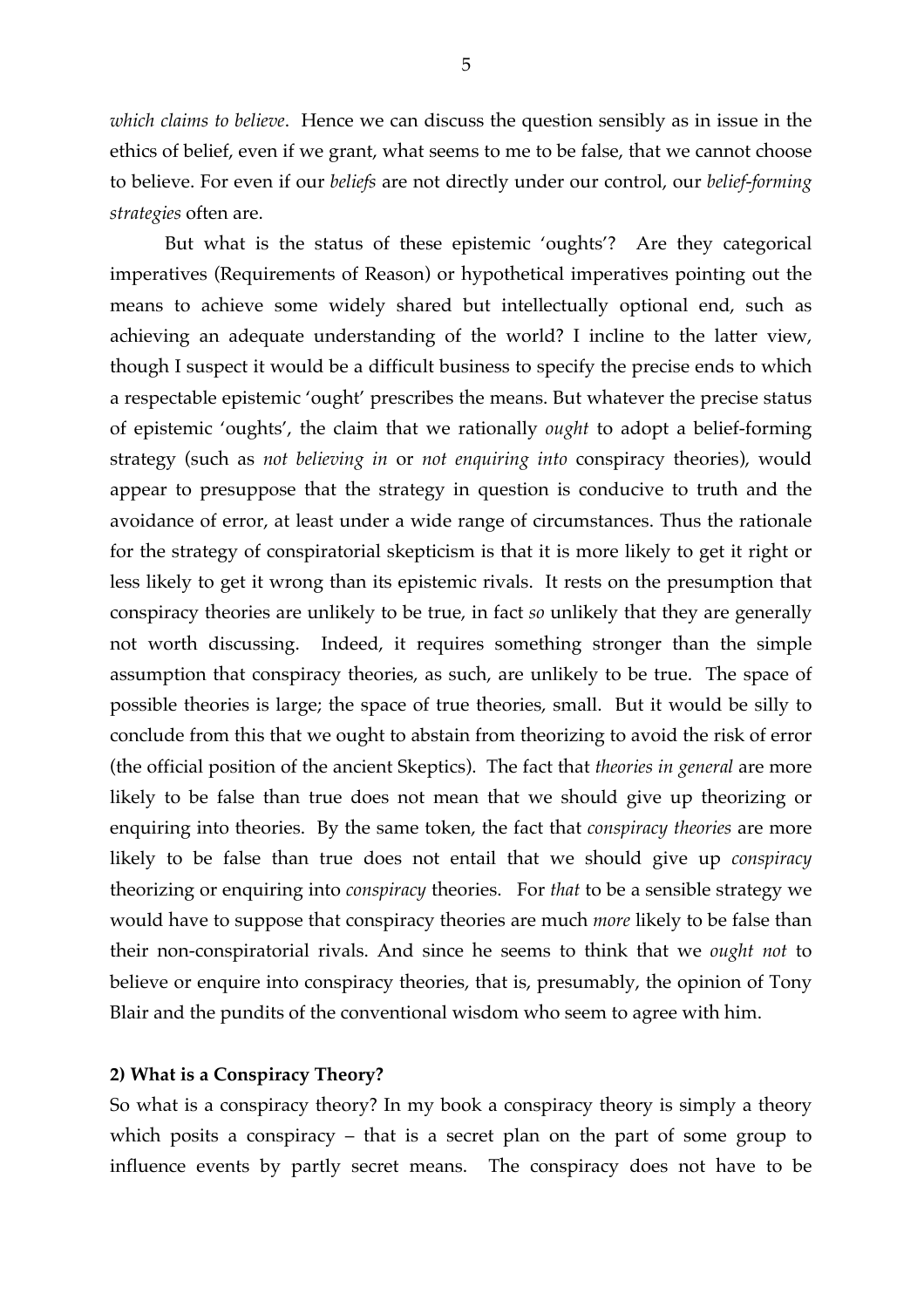*which claims to believe*. Hence we can discuss the question sensibly as in issue in the ethics of belief, even if we grant, what seems to me to be false, that we cannot choose to believe. For even if our *beliefs* are not directly under our control, our *belief-forming strategies* often are.

But what is the status of these epistemic 'oughts'? Are they categorical imperatives (Requirements of Reason) or hypothetical imperatives pointing out the means to achieve some widely shared but intellectually optional end, such as achieving an adequate understanding of the world? I incline to the latter view, though I suspect it would be a difficult business to specify the precise ends to which a respectable epistemic 'ought' prescribes the means. But whatever the precise status of epistemic 'oughts', the claim that we rationally *ought* to adopt a belief-forming strategy (such as *not believing in* or *not enquiring into* conspiracy theories), would appear to presuppose that the strategy in question is conducive to truth and the avoidance of error, at least under a wide range of circumstances. Thus the rationale for the strategy of conspiratorial skepticism is that it is more likely to get it right or less likely to get it wrong than its epistemic rivals. It rests on the presumption that conspiracy theories are unlikely to be true, in fact *so* unlikely that they are generally not worth discussing. Indeed, it requires something stronger than the simple assumption that conspiracy theories, as such, are unlikely to be true. The space of possible theories is large; the space of true theories, small. But it would be silly to conclude from this that we ought to abstain from theorizing to avoid the risk of error (the official position of the ancient Skeptics). The fact that *theories in general* are more likely to be false than true does not mean that we should give up theorizing or enquiring into theories. By the same token, the fact that *conspiracy theories* are more likely to be false than true does not entail that we should give up *conspiracy* theorizing or enquiring into *conspiracy* theories. For *that* to be a sensible strategy we would have to suppose that conspiracy theories are much *more* likely to be false than their non-conspiratorial rivals. And since he seems to think that we *ought not* to believe or enquire into conspiracy theories, that is, presumably, the opinion of Tony Blair and the pundits of the conventional wisdom who seem to agree with him.

## 2) What is a Conspiracy Theory?

So what is a conspiracy theory? In my book a conspiracy theory is simply a theory which posits a conspiracy – that is a secret plan on the part of some group to influence events by partly secret means. The conspiracy does not have to be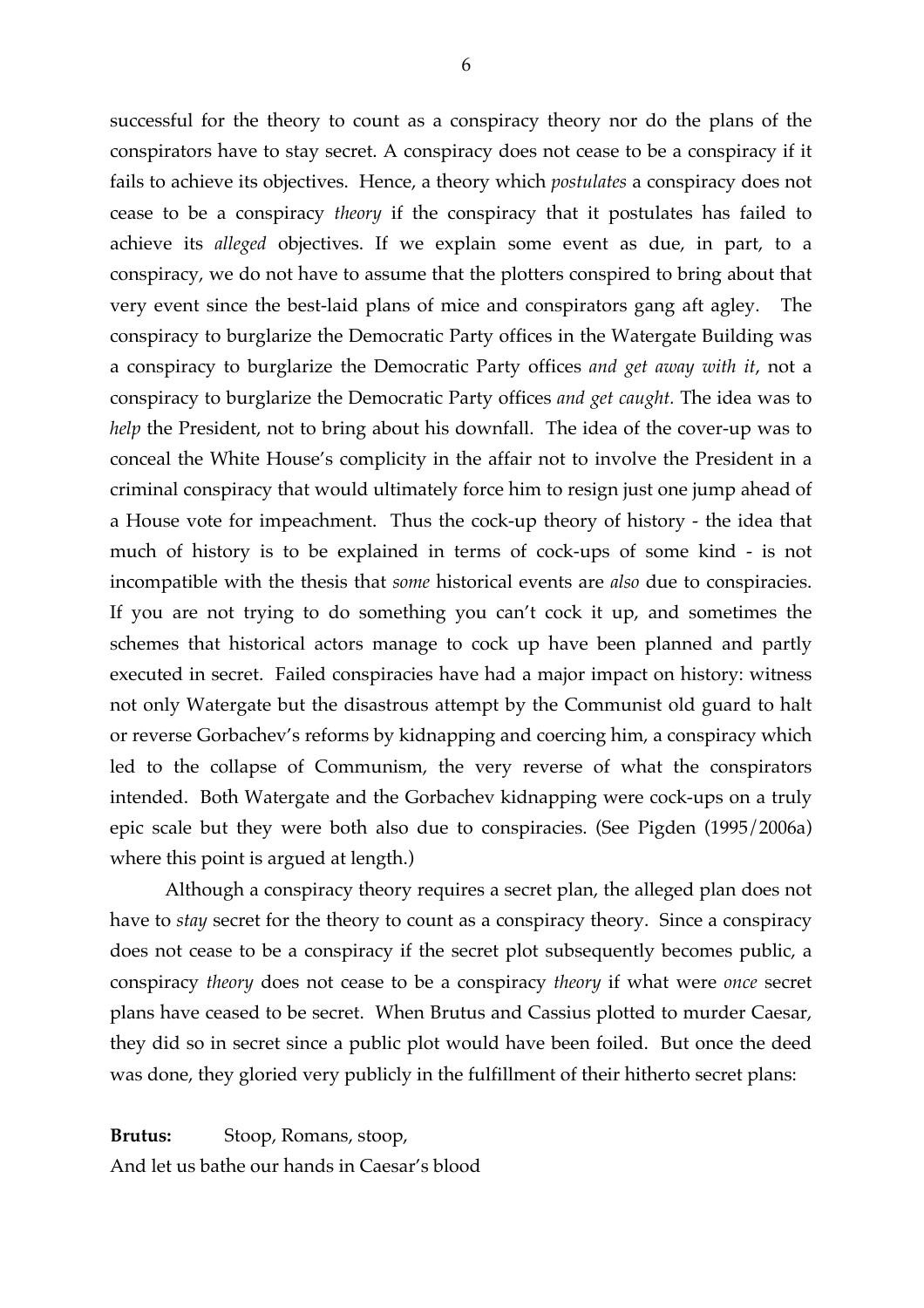successful for the theory to count as a conspiracy theory nor do the plans of the conspirators have to stay secret. A conspiracy does not cease to be a conspiracy if it fails to achieve its objectives. Hence, a theory which *postulates* a conspiracy does not cease to be a conspiracy *theory* if the conspiracy that it postulates has failed to achieve its *alleged* objectives. If we explain some event as due, in part, to a conspiracy, we do not have to assume that the plotters conspired to bring about that very event since the best-laid plans of mice and conspirators gang aft agley. The conspiracy to burglarize the Democratic Party offices in the Watergate Building was a conspiracy to burglarize the Democratic Party offices *and get away with it*, not a conspiracy to burglarize the Democratic Party offices *and get caught*. The idea was to *help* the President, not to bring about his downfall. The idea of the cover-up was to conceal the White House's complicity in the affair not to involve the President in a criminal conspiracy that would ultimately force him to resign just one jump ahead of a House vote for impeachment. Thus the cock-up theory of history - the idea that much of history is to be explained in terms of cock-ups of some kind - is not incompatible with the thesis that *some* historical events are *also* due to conspiracies. If you are not trying to do something you can't cock it up, and sometimes the schemes that historical actors manage to cock up have been planned and partly executed in secret. Failed conspiracies have had a major impact on history: witness not only Watergate but the disastrous attempt by the Communist old guard to halt or reverse Gorbachev's reforms by kidnapping and coercing him, a conspiracy which led to the collapse of Communism, the very reverse of what the conspirators intended. Both Watergate and the Gorbachev kidnapping were cock-ups on a truly epic scale but they were both also due to conspiracies. (See Pigden (1995/2006a) where this point is argued at length.)

Although a conspiracy theory requires a secret plan, the alleged plan does not have to *stay* secret for the theory to count as a conspiracy theory. Since a conspiracy does not cease to be a conspiracy if the secret plot subsequently becomes public, a conspiracy *theory* does not cease to be a conspiracy *theory* if what were *once* secret plans have ceased to be secret. When Brutus and Cassius plotted to murder Caesar, they did so in secret since a public plot would have been foiled. But once the deed was done, they gloried very publicly in the fulfillment of their hitherto secret plans:

**Brutus:** Stoop, Romans, stoop,
And let us bathe our hands in Caesar's blood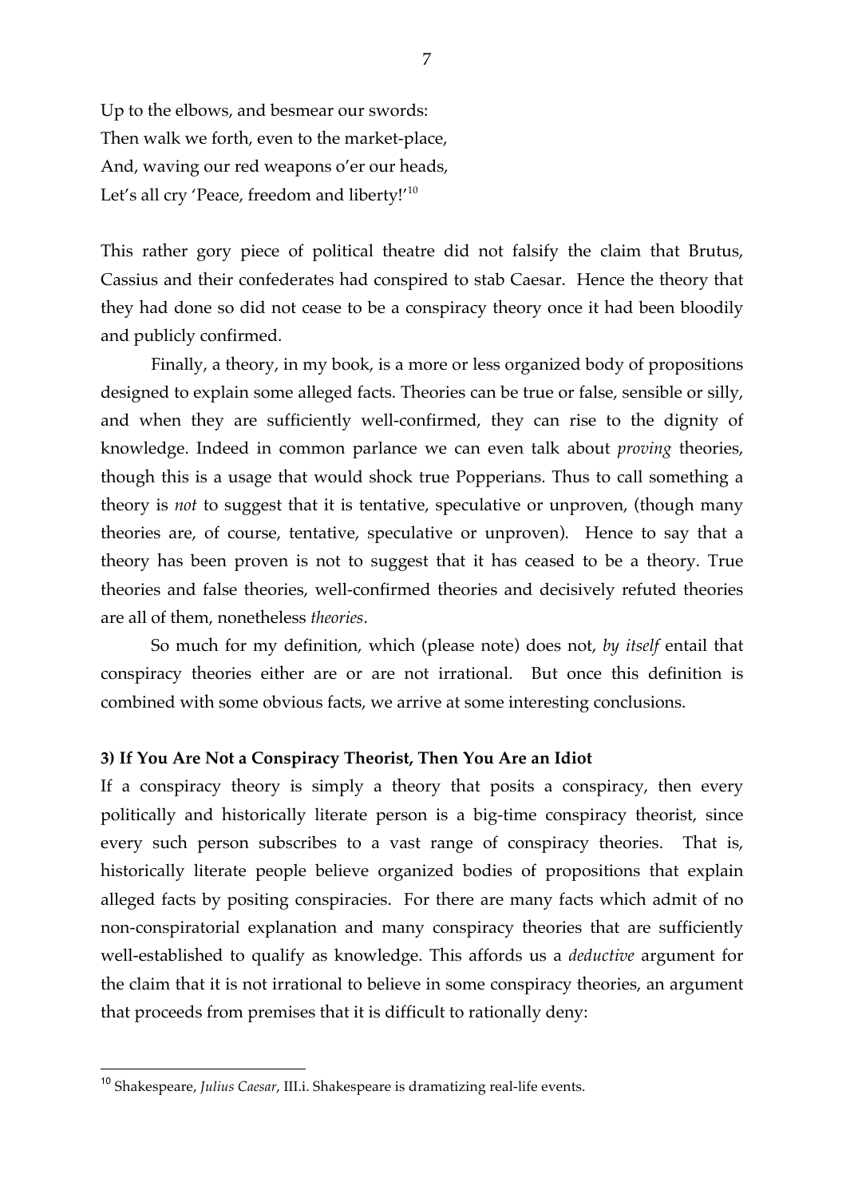Up to the elbows, and besmear our swords:
Then walk we forth, even to the market-place,
And, waving our red weapons o'er our heads,
Let's all cry 'Peace, freedom and liberty!'[10]

This rather gory piece of political theatre did not falsify the claim that Brutus, Cassius and their confederates had conspired to stab Caesar. Hence the theory that they had done so did not cease to be a conspiracy theory once it had been bloodily and publicly confirmed.

Finally, a theory, in my book, is a more or less organized body of propositions designed to explain some alleged facts. Theories can be true or false, sensible or silly, and when they are sufficiently well-confirmed, they can rise to the dignity of knowledge. Indeed in common parlance we can even talk about *proving* theories, though this is a usage that would shock true Popperians. Thus to call something a theory is *not* to suggest that it is tentative, speculative or unproven, (though many theories are, of course, tentative, speculative or unproven). Hence to say that a theory has been proven is not to suggest that it has ceased to be a theory. True theories and false theories, well-confirmed theories and decisively refuted theories are all of them, nonetheless *theories*.

So much for my definition, which (please note) does not, *by itself* entail that conspiracy theories either are or are not irrational. But once this definition is combined with some obvious facts, we arrive at some interesting conclusions.

### 3) If You Are Not a Conspiracy Theorist, Then You Are an Idiot

If a conspiracy theory is simply a theory that posits a conspiracy, then every politically and historically literate person is a big-time conspiracy theorist, since every such person subscribes to a vast range of conspiracy theories. That is, historically literate people believe organized bodies of propositions that explain alleged facts by positing conspiracies. For there are many facts which admit of no non-conspiratorial explanation and many conspiracy theories that are sufficiently well-established to qualify as knowledge. This affords us a *deductive* argument for the claim that it is not irrational to believe in some conspiracy theories, an argument that proceeds from premises that it is difficult to rationally deny:

[10] Shakespeare, *Julius Caesar*, III.i. Shakespeare is dramatizing real-life events.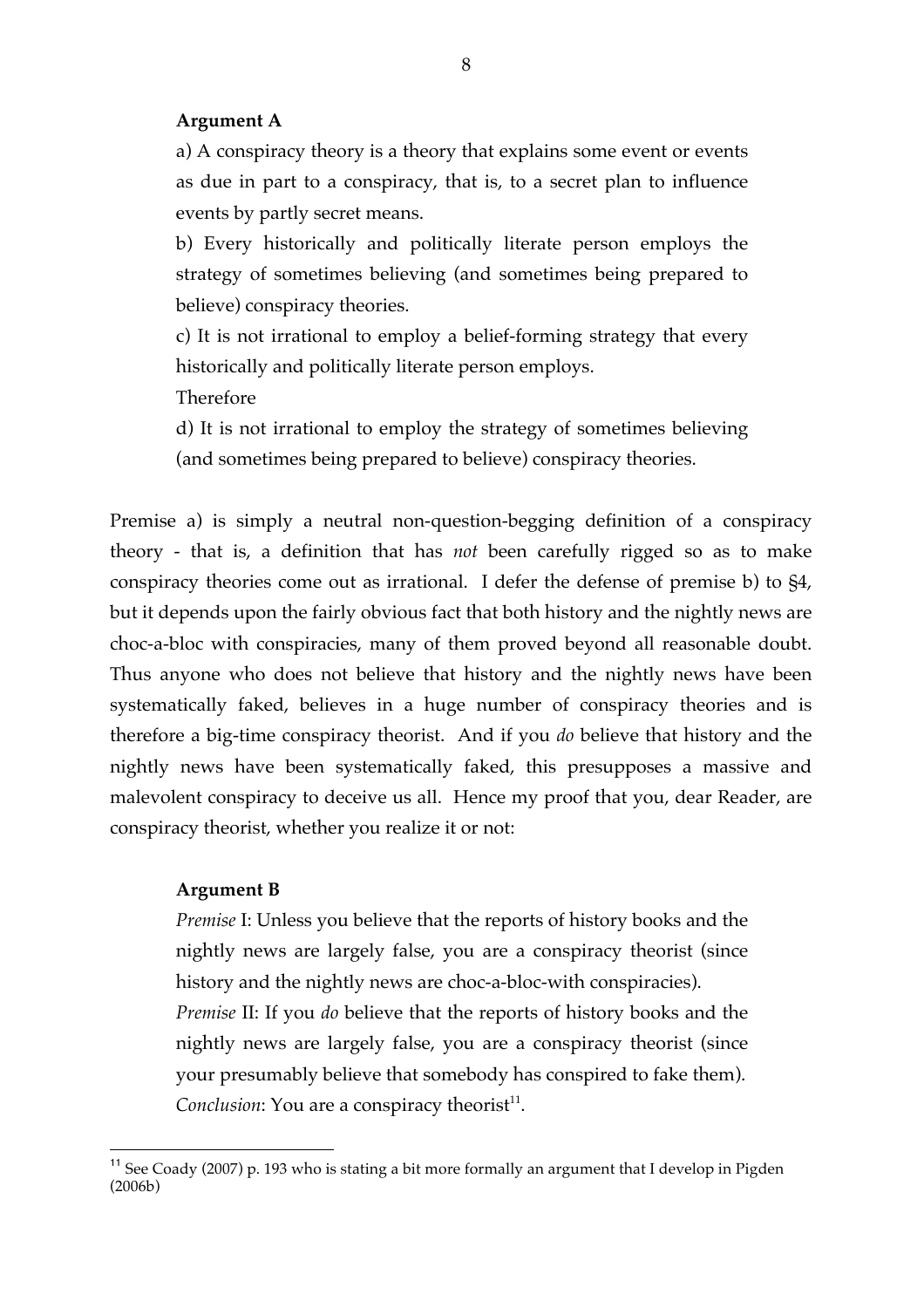**Argument A**

a) A conspiracy theory is a theory that explains some event or events as due in part to a conspiracy, that is, to a secret plan to influence events by partly secret means.

b) Every historically and politically literate person employs the strategy of sometimes believing (and sometimes being prepared to believe) conspiracy theories.

c) It is not irrational to employ a belief-forming strategy that every historically and politically literate person employs.

Therefore

d) It is not irrational to employ the strategy of sometimes believing (and sometimes being prepared to believe) conspiracy theories.

Premise a) is simply a neutral non-question-begging definition of a conspiracy theory - that is, a definition that has *not* been carefully rigged so as to make conspiracy theories come out as irrational. I defer the defense of premise b) to §4, but it depends upon the fairly obvious fact that both history and the nightly news are choc-a-bloc with conspiracies, many of them proved beyond all reasonable doubt. Thus anyone who does not believe that history and the nightly news have been systematically faked, believes in a huge number of conspiracy theories and is therefore a big-time conspiracy theorist. And if you *do* believe that history and the nightly news have been systematically faked, this presupposes a massive and malevolent conspiracy to deceive us all. Hence my proof that you, dear Reader, are conspiracy theorist, whether you realize it or not:

**Argument B**

*Premise* I: Unless you believe that the reports of history books and the nightly news are largely false, you are a conspiracy theorist (since history and the nightly news are choc-a-bloc-with conspiracies).

*Premise* II: If you *do* believe that the reports of history books and the nightly news are largely false, you are a conspiracy theorist (since your presumably believe that somebody has conspired to fake them).

*Conclusion*: You are a conspiracy theorist[11].

[11] See Coady (2007) p. 193 who is stating a bit more formally an argument that I develop in Pigden (2006b)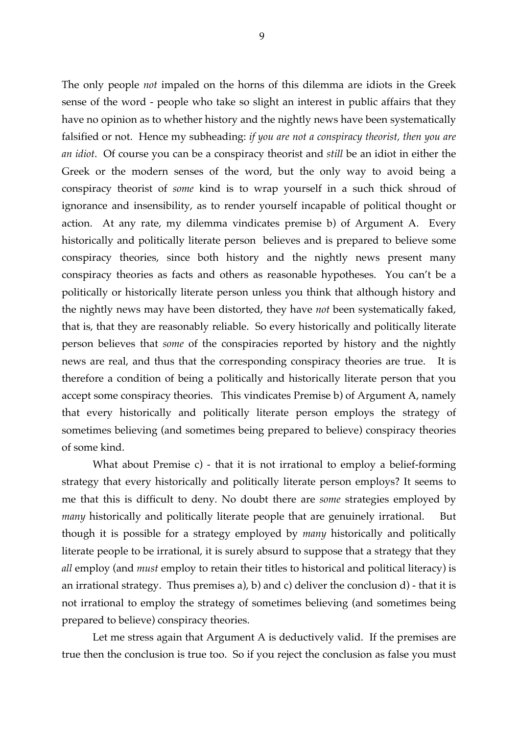The only people *not* impaled on the horns of this dilemma are idiots in the Greek sense of the word - people who take so slight an interest in public affairs that they have no opinion as to whether history and the nightly news have been systematically falsified or not. Hence my subheading: *if you are not a conspiracy theorist, then you are an idiot*. Of course you can be a conspiracy theorist and *still* be an idiot in either the Greek or the modern senses of the word, but the only way to avoid being a conspiracy theorist of *some* kind is to wrap yourself in a such thick shroud of ignorance and insensibility, as to render yourself incapable of political thought or action. At any rate, my dilemma vindicates premise b) of Argument A. Every historically and politically literate person believes and is prepared to believe some conspiracy theories, since both history and the nightly news present many conspiracy theories as facts and others as reasonable hypotheses. You can't be a politically or historically literate person unless you think that although history and the nightly news may have been distorted, they have *not* been systematically faked, that is, that they are reasonably reliable. So every historically and politically literate person believes that *some* of the conspiracies reported by history and the nightly news are real, and thus that the corresponding conspiracy theories are true. It is therefore a condition of being a politically and historically literate person that you accept some conspiracy theories. This vindicates Premise b) of Argument A, namely that every historically and politically literate person employs the strategy of sometimes believing (and sometimes being prepared to believe) conspiracy theories of some kind.

What about Premise c) - that it is not irrational to employ a belief-forming strategy that every historically and politically literate person employs? It seems to me that this is difficult to deny. No doubt there are *some* strategies employed by *many* historically and politically literate people that are genuinely irrational. But though it is possible for a strategy employed by *many* historically and politically literate people to be irrational, it is surely absurd to suppose that a strategy that they *all* employ (and *must* employ to retain their titles to historical and political literacy) is an irrational strategy. Thus premises a), b) and c) deliver the conclusion d) - that it is not irrational to employ the strategy of sometimes believing (and sometimes being prepared to believe) conspiracy theories.

Let me stress again that Argument A is deductively valid. If the premises are true then the conclusion is true too. So if you reject the conclusion as false you must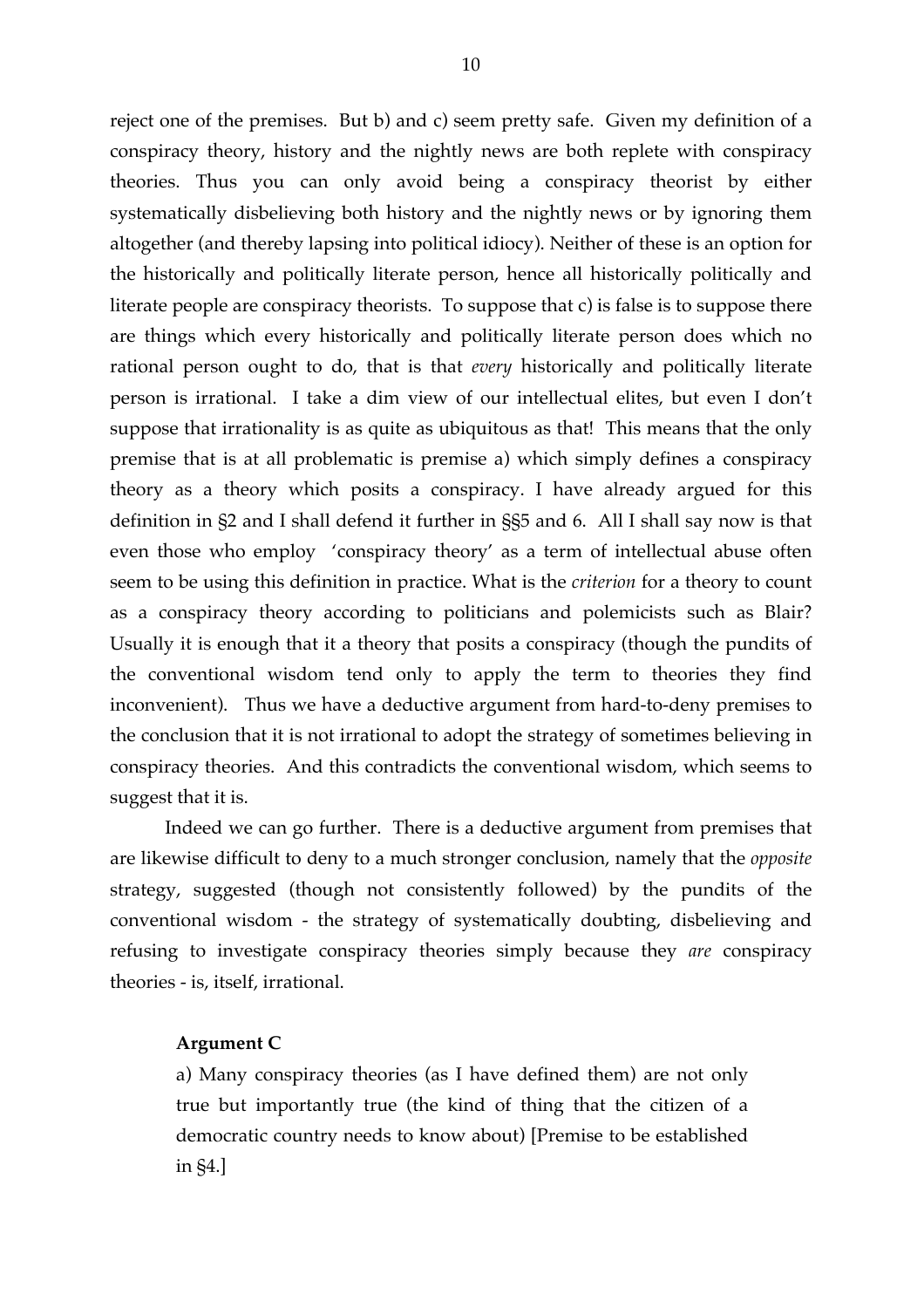reject one of the premises. But b) and c) seem pretty safe. Given my definition of a conspiracy theory, history and the nightly news are both replete with conspiracy theories. Thus you can only avoid being a conspiracy theorist by either systematically disbelieving both history and the nightly news or by ignoring them altogether (and thereby lapsing into political idiocy). Neither of these is an option for the historically and politically literate person, hence all historically politically and literate people are conspiracy theorists. To suppose that c) is false is to suppose there are things which every historically and politically literate person does which no rational person ought to do, that is that *every* historically and politically literate person is irrational. I take a dim view of our intellectual elites, but even I don't suppose that irrationality is as quite as ubiquitous as that! This means that the only premise that is at all problematic is premise a) which simply defines a conspiracy theory as a theory which posits a conspiracy. I have already argued for this definition in §2 and I shall defend it further in §§5 and 6. All I shall say now is that even those who employ 'conspiracy theory' as a term of intellectual abuse often seem to be using this definition in practice. What is the *criterion* for a theory to count as a conspiracy theory according to politicians and polemicists such as Blair? Usually it is enough that it a theory that posits a conspiracy (though the pundits of the conventional wisdom tend only to apply the term to theories they find inconvenient). Thus we have a deductive argument from hard-to-deny premises to the conclusion that it is not irrational to adopt the strategy of sometimes believing in conspiracy theories. And this contradicts the conventional wisdom, which seems to suggest that it is.

Indeed we can go further. There is a deductive argument from premises that are likewise difficult to deny to a much stronger conclusion, namely that the *opposite* strategy, suggested (though not consistently followed) by the pundits of the conventional wisdom - the strategy of systematically doubting, disbelieving and refusing to investigate conspiracy theories simply because they *are* conspiracy theories - is, itself, irrational.

**Argument C**

a) Many conspiracy theories (as I have defined them) are not only true but importantly true (the kind of thing that the citizen of a democratic country needs to know about) [Premise to be established in §4.]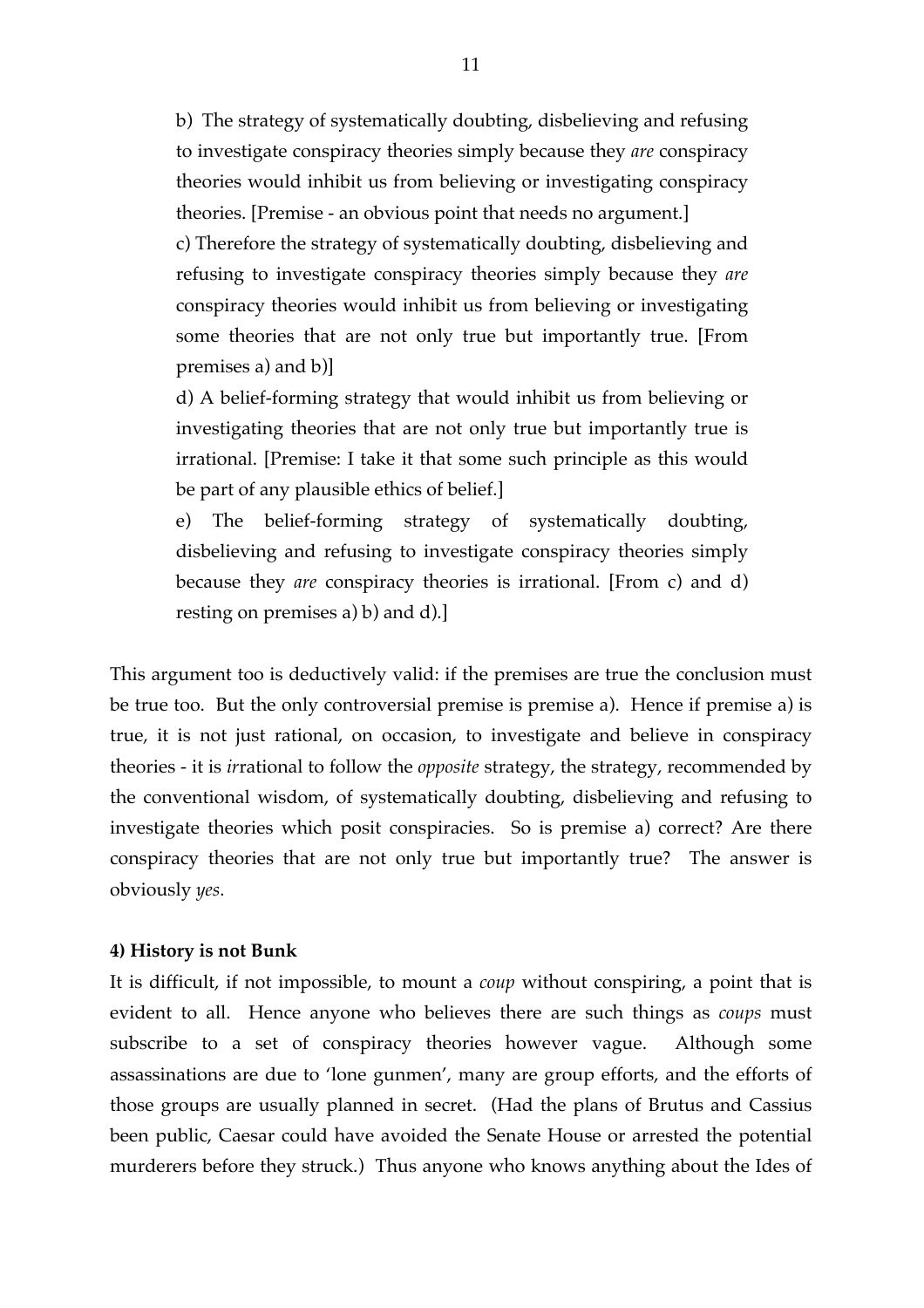b) The strategy of systematically doubting, disbelieving and refusing to investigate conspiracy theories simply because they *are* conspiracy theories would inhibit us from believing or investigating conspiracy theories. [Premise - an obvious point that needs no argument.]

c) Therefore the strategy of systematically doubting, disbelieving and refusing to investigate conspiracy theories simply because they *are* conspiracy theories would inhibit us from believing or investigating some theories that are not only true but importantly true. [From premises a) and b)]

d) A belief-forming strategy that would inhibit us from believing or investigating theories that are not only true but importantly true is irrational. [Premise: I take it that some such principle as this would be part of any plausible ethics of belief.]

e) The belief-forming strategy of systematically doubting, disbelieving and refusing to investigate conspiracy theories simply because they *are* conspiracy theories is irrational. [From c) and d) resting on premises a) b) and d).]

This argument too is deductively valid: if the premises are true the conclusion must be true too. But the only controversial premise is premise a). Hence if premise a) is true, it is not just rational, on occasion, to investigate and believe in conspiracy theories - it is *ir*rational to follow the *opposite* strategy, the strategy, recommended by the conventional wisdom, of systematically doubting, disbelieving and refusing to investigate theories which posit conspiracies. So is premise a) correct? Are there conspiracy theories that are not only true but importantly true? The answer is obviously *yes*.

**4) History is not Bunk**

It is difficult, if not impossible, to mount a *coup* without conspiring, a point that is evident to all. Hence anyone who believes there are such things as *coups* must subscribe to a set of conspiracy theories however vague. Although some assassinations are due to 'lone gunmen', many are group efforts, and the efforts of those groups are usually planned in secret. (Had the plans of Brutus and Cassius been public, Caesar could have avoided the Senate House or arrested the potential murderers before they struck.) Thus anyone who knows anything about the Ides of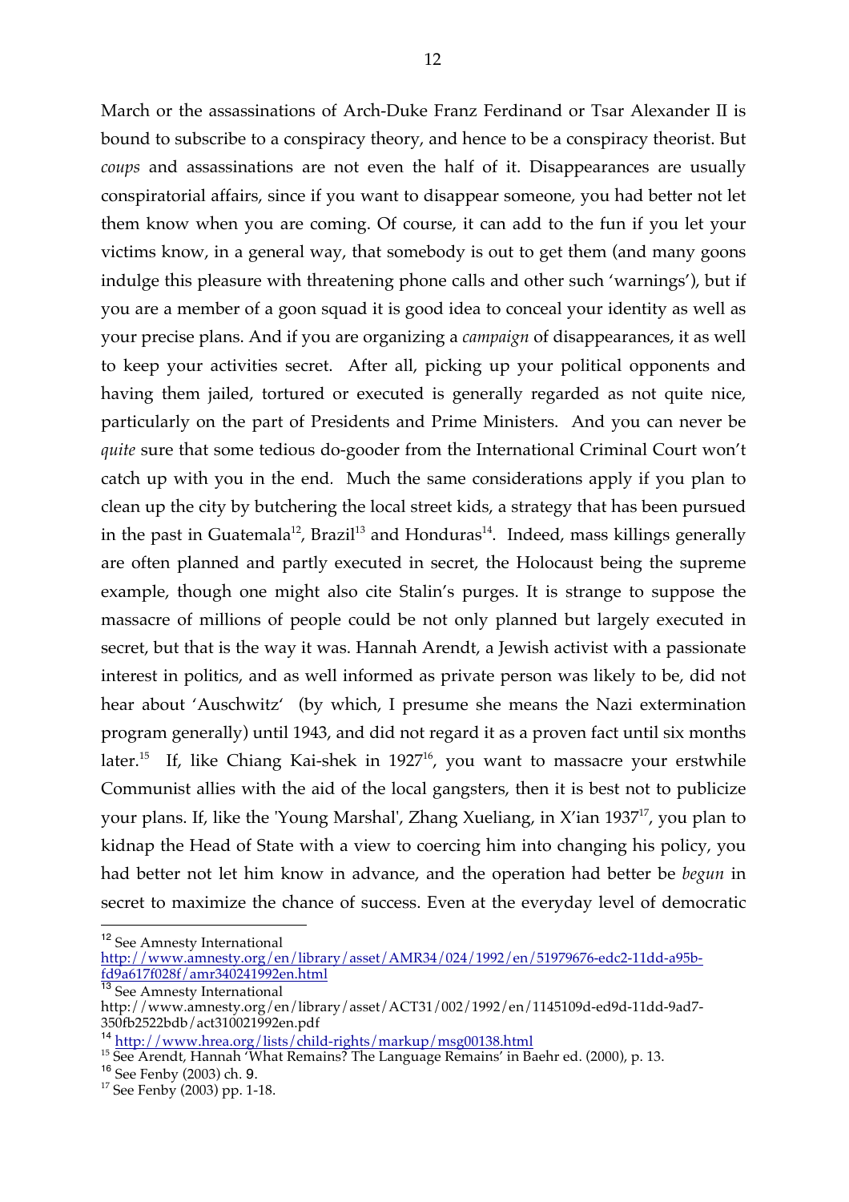March or the assassinations of Arch-Duke Franz Ferdinand or Tsar Alexander II is bound to subscribe to a conspiracy theory, and hence to be a conspiracy theorist. But *coups* and assassinations are not even the half of it. Disappearances are usually conspiratorial affairs, since if you want to disappear someone, you had better not let them know when you are coming. Of course, it can add to the fun if you let your victims know, in a general way, that somebody is out to get them (and many goons indulge this pleasure with threatening phone calls and other such 'warnings'), but if you are a member of a goon squad it is good idea to conceal your identity as well as your precise plans. And if you are organizing a *campaign* of disappearances, it as well to keep your activities secret. After all, picking up your political opponents and having them jailed, tortured or executed is generally regarded as not quite nice, particularly on the part of Presidents and Prime Ministers. And you can never be *quite* sure that some tedious do-gooder from the International Criminal Court won't catch up with you in the end. Much the same considerations apply if you plan to clean up the city by butchering the local street kids, a strategy that has been pursued in the past in Guatemala[12], Brazil[13] and Honduras[14]. Indeed, mass killings generally are often planned and partly executed in secret, the Holocaust being the supreme example, though one might also cite Stalin's purges. It is strange to suppose the massacre of millions of people could be not only planned but largely executed in secret, but that is the way it was. Hannah Arendt, a Jewish activist with a passionate interest in politics, and as well informed as private person was likely to be, did not hear about 'Auschwitz' (by which, I presume she means the Nazi extermination program generally) until 1943, and did not regard it as a proven fact until six months later.[15] If, like Chiang Kai-shek in 1927[16], you want to massacre your erstwhile Communist allies with the aid of the local gangsters, then it is best not to publicize your plans. If, like the 'Young Marshal', Zhang Xueliang, in X'ian 1937[17], you plan to kidnap the Head of State with a view to coercing him into changing his policy, you had better not let him know in advance, and the operation had better be *begun* in secret to maximize the chance of success. Even at the everyday level of democratic

---

[12] See Amnesty International http://www.amnesty.org/en/library/asset/AMR34/024/1992/en/51979676-edc2-11dd-a95b-fd9a617f028f/amr340241992en.html

[13] See Amnesty International http://www.amnesty.org/en/library/asset/ACT31/002/1992/en/1145109d-ed9d-11dd-9ad7-350fb2522bdb/act310021992en.pdf

[14] http://www.hrea.org/lists/child-rights/markup/msg00138.html

[15] See Arendt, Hannah 'What Remains? The Language Remains' in Baehr ed. (2000), p. 13.

[16] See Fenby (2003) ch. 9.

[17] See Fenby (2003) pp. 1-18.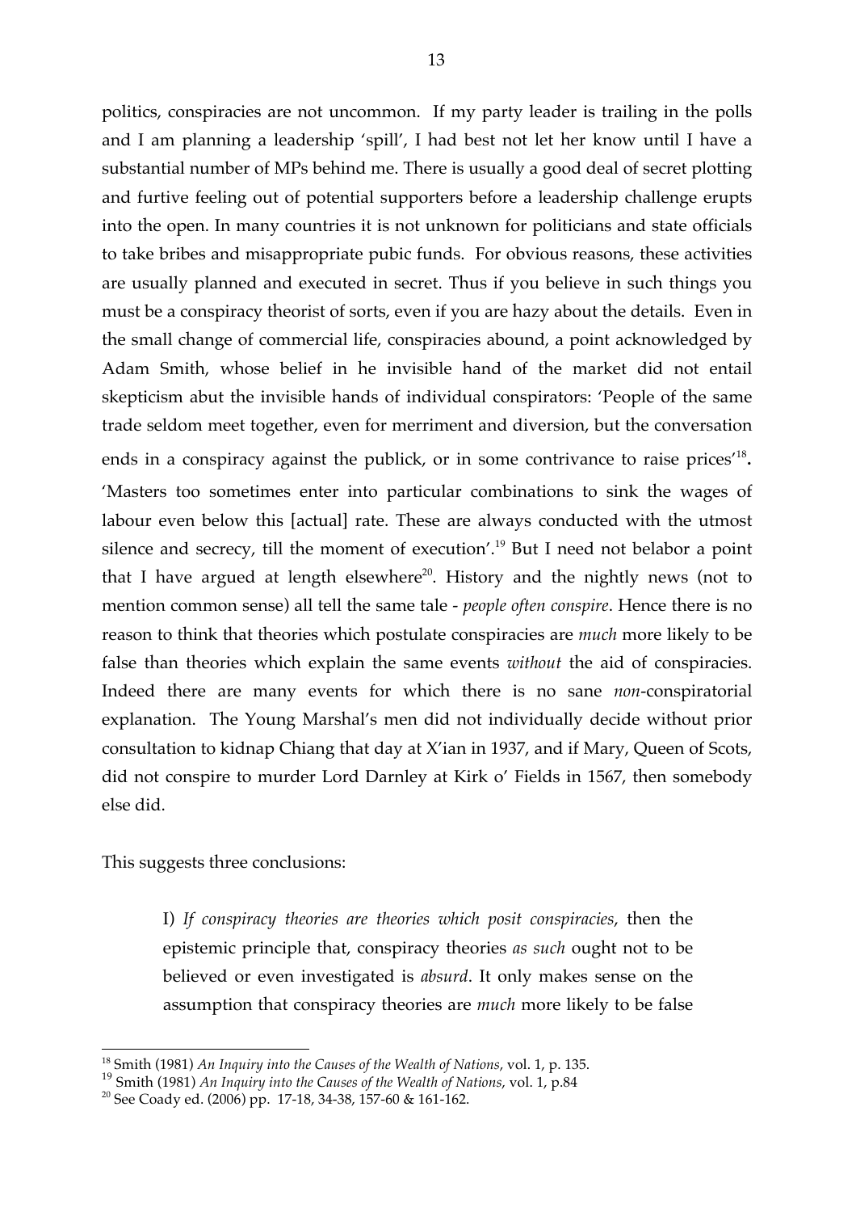politics, conspiracies are not uncommon. If my party leader is trailing in the polls and I am planning a leadership 'spill', I had best not let her know until I have a substantial number of MPs behind me. There is usually a good deal of secret plotting and furtive feeling out of potential supporters before a leadership challenge erupts into the open. In many countries it is not unknown for politicians and state officials to take bribes and misappropriate pubic funds. For obvious reasons, these activities are usually planned and executed in secret. Thus if you believe in such things you must be a conspiracy theorist of sorts, even if you are hazy about the details. Even in the small change of commercial life, conspiracies abound, a point acknowledged by Adam Smith, whose belief in he invisible hand of the market did not entail skepticism abut the invisible hands of individual conspirators: 'People of the same trade seldom meet together, even for merriment and diversion, but the conversation ends in a conspiracy against the publick, or in some contrivance to raise prices'[18]. 'Masters too sometimes enter into particular combinations to sink the wages of labour even below this [actual] rate. These are always conducted with the utmost silence and secrecy, till the moment of execution'.[19] But I need not belabor a point that I have argued at length elsewhere[20]. History and the nightly news (not to mention common sense) all tell the same tale - *people often conspire*. Hence there is no reason to think that theories which postulate conspiracies are *much* more likely to be false than theories which explain the same events *without* the aid of conspiracies. Indeed there are many events for which there is no sane *non*-conspiratorial explanation. The Young Marshal's men did not individually decide without prior consultation to kidnap Chiang that day at X'ian in 1937, and if Mary, Queen of Scots, did not conspire to murder Lord Darnley at Kirk o' Fields in 1567, then somebody else did.

This suggests three conclusions:

> I) *If conspiracy theories are theories which posit conspiracies*, then the epistemic principle that, conspiracy theories *as such* ought not to be believed or even investigated is *absurd*. It only makes sense on the assumption that conspiracy theories are *much* more likely to be false

---

[18] Smith (1981) *An Inquiry into the Causes of the Wealth of Nations*, vol. 1, p. 135.

[19] Smith (1981) *An Inquiry into the Causes of the Wealth of Nations*, vol. 1, p.84

[20] See Coady ed. (2006) pp. 17-18, 34-38, 157-60 & 161-162.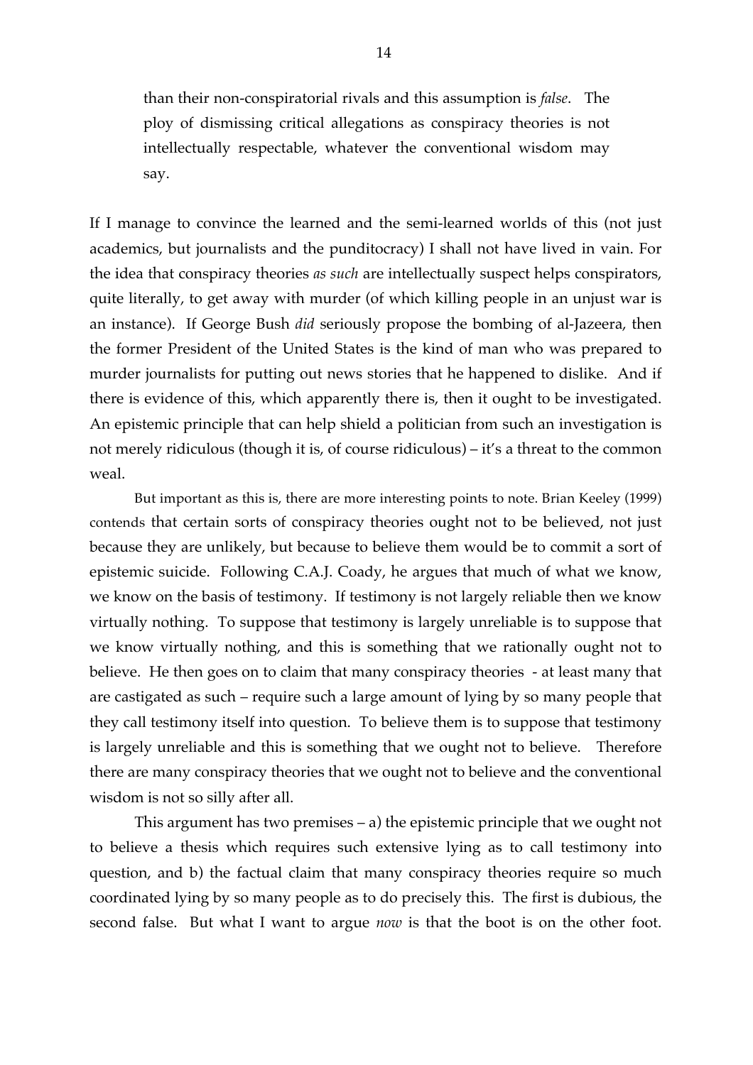> than their non-conspiratorial rivals and this assumption is *false*. The ploy of dismissing critical allegations as conspiracy theories is not intellectually respectable, whatever the conventional wisdom may say.

If I manage to convince the learned and the semi-learned worlds of this (not just academics, but journalists and the punditocracy) I shall not have lived in vain. For the idea that conspiracy theories *as such* are intellectually suspect helps conspirators, quite literally, to get away with murder (of which killing people in an unjust war is an instance). If George Bush *did* seriously propose the bombing of al-Jazeera, then the former President of the United States is the kind of man who was prepared to murder journalists for putting out news stories that he happened to dislike. And if there is evidence of this, which apparently there is, then it ought to be investigated. An epistemic principle that can help shield a politician from such an investigation is not merely ridiculous (though it is, of course ridiculous) – it's a threat to the common weal.

But important as this is, there are more interesting points to note. Brian Keeley (1999) contends that certain sorts of conspiracy theories ought not to be believed, not just because they are unlikely, but because to believe them would be to commit a sort of epistemic suicide. Following C.A.J. Coady, he argues that much of what we know, we know on the basis of testimony. If testimony is not largely reliable then we know virtually nothing. To suppose that testimony is largely unreliable is to suppose that we know virtually nothing, and this is something that we rationally ought not to believe. He then goes on to claim that many conspiracy theories - at least many that are castigated as such – require such a large amount of lying by so many people that they call testimony itself into question. To believe them is to suppose that testimony is largely unreliable and this is something that we ought not to believe. Therefore there are many conspiracy theories that we ought not to believe and the conventional wisdom is not so silly after all.

This argument has two premises – a) the epistemic principle that we ought not to believe a thesis which requires such extensive lying as to call testimony into question, and b) the factual claim that many conspiracy theories require so much coordinated lying by so many people as to do precisely this. The first is dubious, the second false. But what I want to argue *now* is that the boot is on the other foot.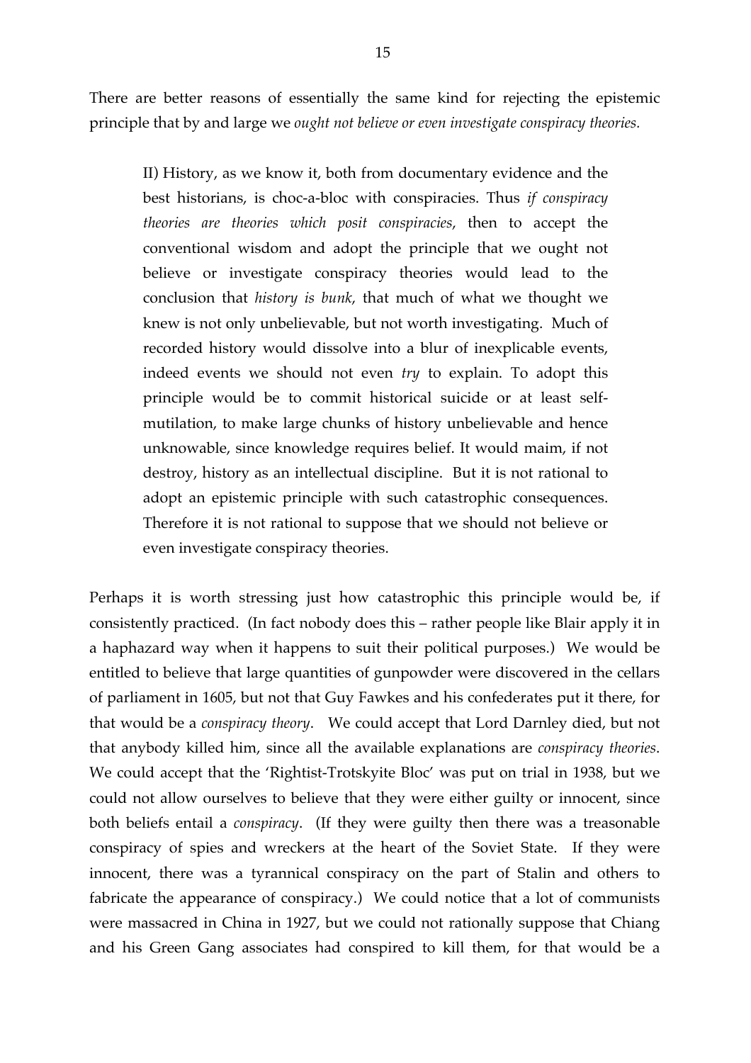There are better reasons of essentially the same kind for rejecting the epistemic principle that by and large we *ought not believe or even investigate conspiracy theories.*

> II) History, as we know it, both from documentary evidence and the best historians, is choc-a-bloc with conspiracies. Thus *if conspiracy theories are theories which posit conspiracies*, then to accept the conventional wisdom and adopt the principle that we ought not believe or investigate conspiracy theories would lead to the conclusion that *history is bunk*, that much of what we thought we knew is not only unbelievable, but not worth investigating. Much of recorded history would dissolve into a blur of inexplicable events, indeed events we should not even *try* to explain. To adopt this principle would be to commit historical suicide or at least self-mutilation, to make large chunks of history unbelievable and hence unknowable, since knowledge requires belief. It would maim, if not destroy, history as an intellectual discipline. But it is not rational to adopt an epistemic principle with such catastrophic consequences. Therefore it is not rational to suppose that we should not believe or even investigate conspiracy theories.

Perhaps it is worth stressing just how catastrophic this principle would be, if consistently practiced. (In fact nobody does this – rather people like Blair apply it in a haphazard way when it happens to suit their political purposes.) We would be entitled to believe that large quantities of gunpowder were discovered in the cellars of parliament in 1605, but not that Guy Fawkes and his confederates put it there, for that would be a *conspiracy theory*. We could accept that Lord Darnley died, but not that anybody killed him, since all the available explanations are *conspiracy theories*. We could accept that the 'Rightist-Trotskyite Bloc' was put on trial in 1938, but we could not allow ourselves to believe that they were either guilty or innocent, since both beliefs entail a *conspiracy*. (If they were guilty then there was a treasonable conspiracy of spies and wreckers at the heart of the Soviet State. If they were innocent, there was a tyrannical conspiracy on the part of Stalin and others to fabricate the appearance of conspiracy.) We could notice that a lot of communists were massacred in China in 1927, but we could not rationally suppose that Chiang and his Green Gang associates had conspired to kill them, for that would be a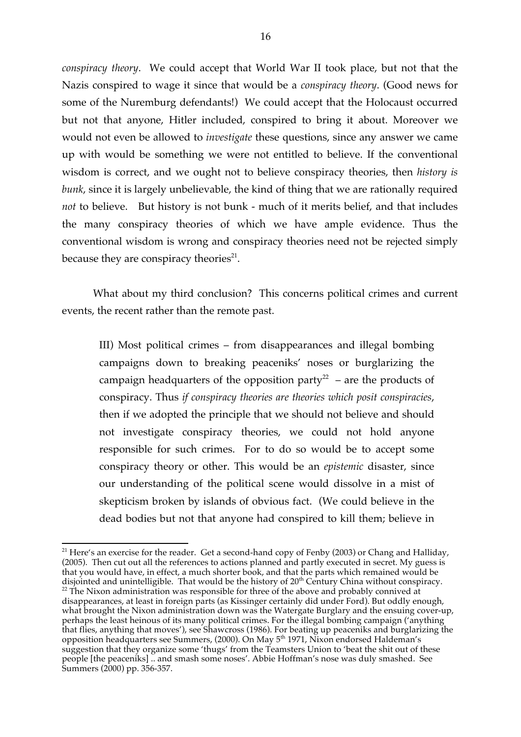*conspiracy theory*. We could accept that World War II took place, but not that the Nazis conspired to wage it since that would be a *conspiracy theory*. (Good news for some of the Nuremburg defendants!) We could accept that the Holocaust occurred but not that anyone, Hitler included, conspired to bring it about. Moreover we would not even be allowed to *investigate* these questions, since any answer we came up with would be something we were not entitled to believe. If the conventional wisdom is correct, and we ought not to believe conspiracy theories, then *history is bunk*, since it is largely unbelievable, the kind of thing that we are rationally required *not* to believe. But history is not bunk - much of it merits belief, and that includes the many conspiracy theories of which we have ample evidence. Thus the conventional wisdom is wrong and conspiracy theories need not be rejected simply because they are conspiracy theories[21].

What about my third conclusion? This concerns political crimes and current events, the recent rather than the remote past.

> III) Most political crimes – from disappearances and illegal bombing campaigns down to breaking peaceniks' noses or burglarizing the campaign headquarters of the opposition party[22] – are the products of conspiracy. Thus *if conspiracy theories are theories which posit conspiracies*, then if we adopted the principle that we should not believe and should not investigate conspiracy theories, we could not hold anyone responsible for such crimes. For to do so would be to accept some conspiracy theory or other. This would be an *epistemic* disaster, since our understanding of the political scene would dissolve in a mist of skepticism broken by islands of obvious fact. (We could believe in the dead bodies but not that anyone had conspired to kill them; believe in

---

[21] Here's an exercise for the reader. Get a second-hand copy of Fenby (2003) or Chang and Halliday, (2005). Then cut out all the references to actions planned and partly executed in secret. My guess is that you would have, in effect, a much shorter book, and that the parts which remained would be disjointed and unintelligible. That would be the history of 20th Century China without conspiracy.

[22] The Nixon administration was responsible for three of the above and probably connived at disappearances, at least in foreign parts (as Kissinger certainly did under Ford). But oddly enough, what brought the Nixon administration down was the Watergate Burglary and the ensuing cover-up, perhaps the least heinous of its many political crimes. For the illegal bombing campaign ('anything that flies, anything that moves'), see Shawcross (1986). For beating up peaceniks and burglarizing the opposition headquarters see Summers, (2000). On May 5th 1971, Nixon endorsed Haldeman's suggestion that they organize some 'thugs' from the Teamsters Union to 'beat the shit out of these people [the peaceniks] .. and smash some noses'. Abbie Hoffman's nose was duly smashed. See Summers (2000) pp. 356-357.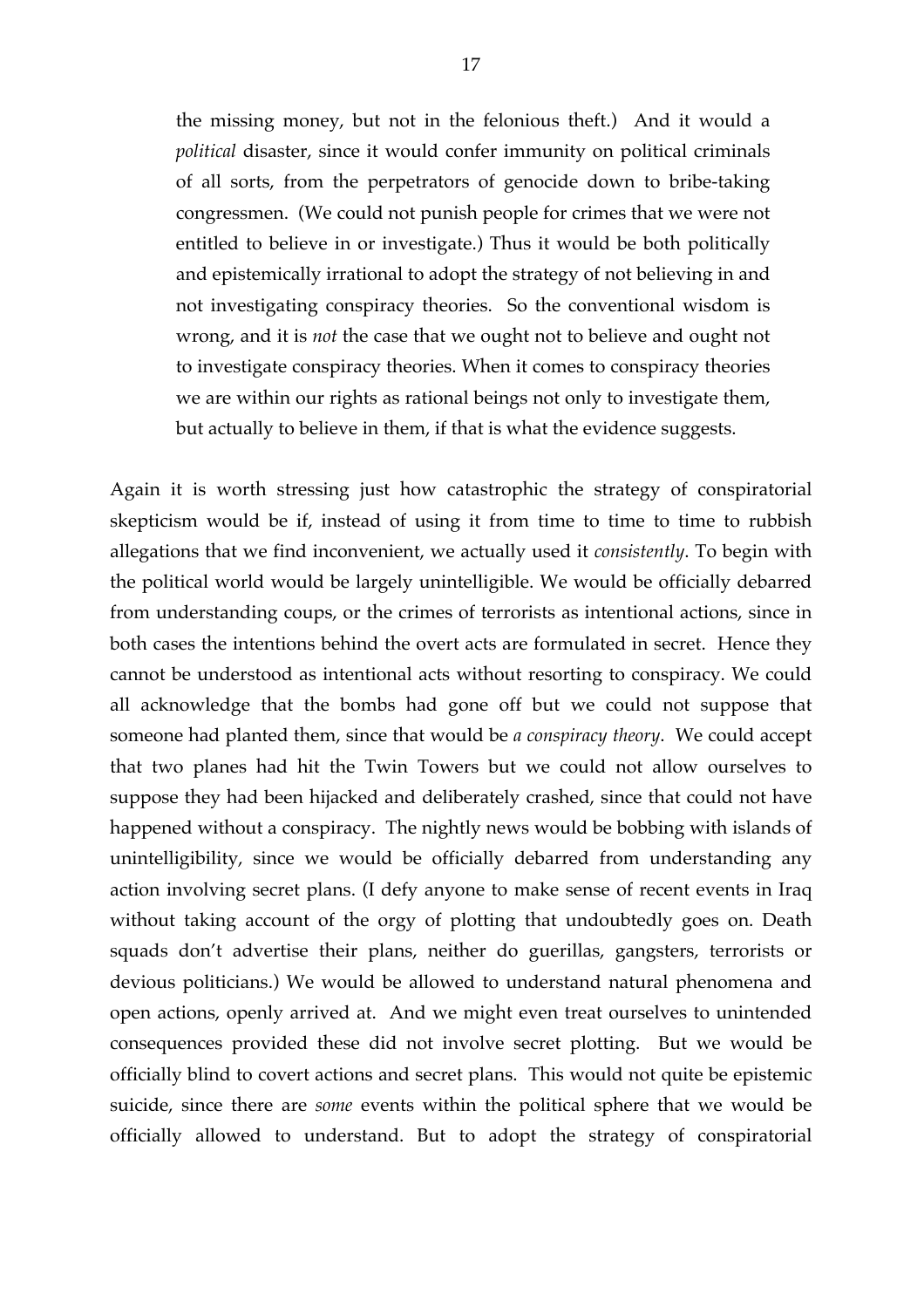> the missing money, but not in the felonious theft.) And it would a *political* disaster, since it would confer immunity on political criminals of all sorts, from the perpetrators of genocide down to bribe-taking congressmen. (We could not punish people for crimes that we were not entitled to believe in or investigate.) Thus it would be both politically and epistemically irrational to adopt the strategy of not believing in and not investigating conspiracy theories. So the conventional wisdom is wrong, and it is *not* the case that we ought not to believe and ought not to investigate conspiracy theories. When it comes to conspiracy theories we are within our rights as rational beings not only to investigate them, but actually to believe in them, if that is what the evidence suggests.

Again it is worth stressing just how catastrophic the strategy of conspiratorial skepticism would be if, instead of using it from time to time to time to rubbish allegations that we find inconvenient, we actually used it *consistently*. To begin with the political world would be largely unintelligible. We would be officially debarred from understanding coups, or the crimes of terrorists as intentional actions, since in both cases the intentions behind the overt acts are formulated in secret. Hence they cannot be understood as intentional acts without resorting to conspiracy. We could all acknowledge that the bombs had gone off but we could not suppose that someone had planted them, since that would be *a conspiracy theory*. We could accept that two planes had hit the Twin Towers but we could not allow ourselves to suppose they had been hijacked and deliberately crashed, since that could not have happened without a conspiracy. The nightly news would be bobbing with islands of unintelligibility, since we would be officially debarred from understanding any action involving secret plans. (I defy anyone to make sense of recent events in Iraq without taking account of the orgy of plotting that undoubtedly goes on. Death squads don't advertise their plans, neither do guerillas, gangsters, terrorists or devious politicians.) We would be allowed to understand natural phenomena and open actions, openly arrived at. And we might even treat ourselves to unintended consequences provided these did not involve secret plotting. But we would be officially blind to covert actions and secret plans. This would not quite be epistemic suicide, since there are *some* events within the political sphere that we would be officially allowed to understand. But to adopt the strategy of conspiratorial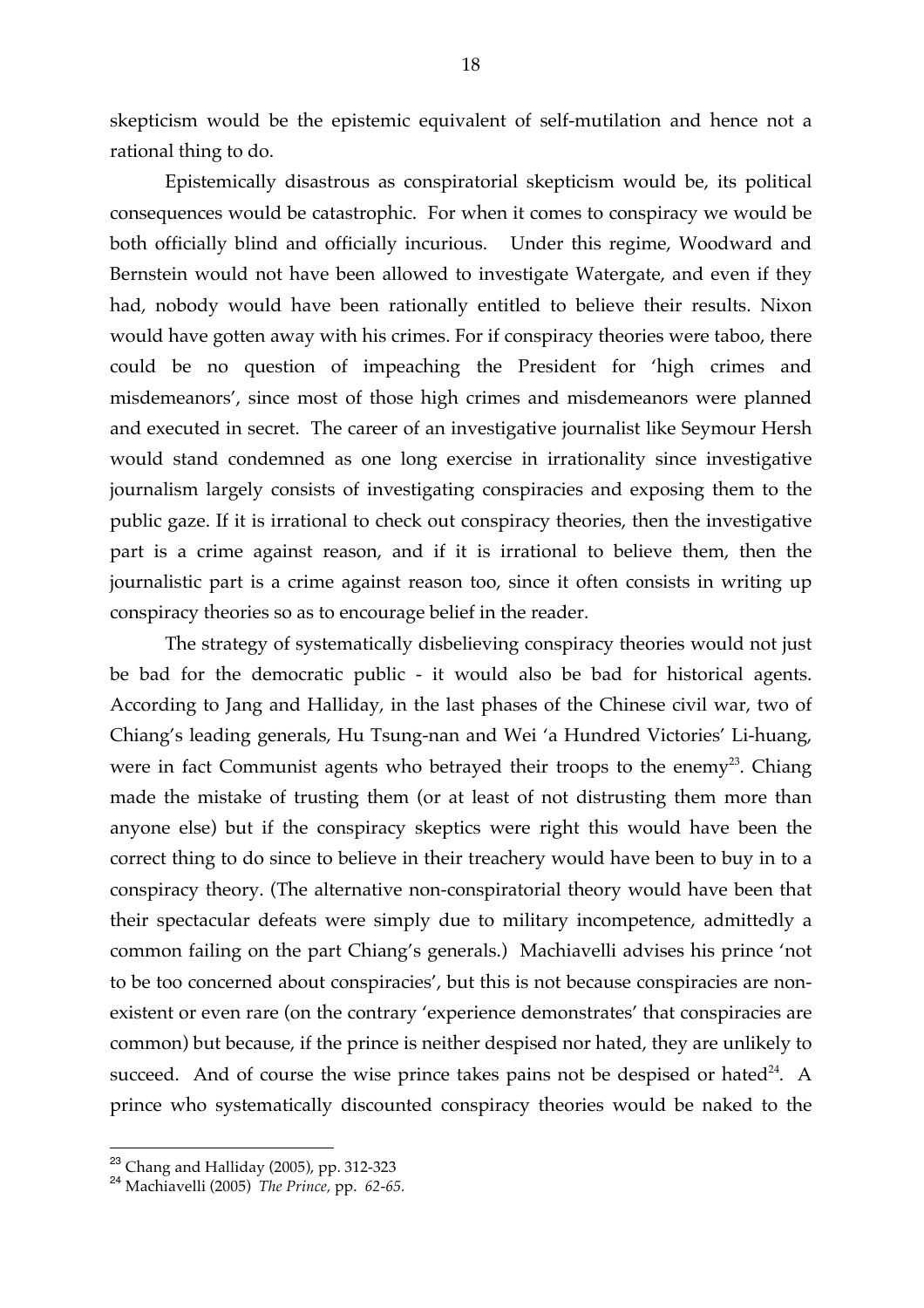skepticism would be the epistemic equivalent of self-mutilation and hence not a rational thing to do.

Epistemically disastrous as conspiratorial skepticism would be, its political consequences would be catastrophic. For when it comes to conspiracy we would be both officially blind and officially incurious. Under this regime, Woodward and Bernstein would not have been allowed to investigate Watergate, and even if they had, nobody would have been rationally entitled to believe their results. Nixon would have gotten away with his crimes. For if conspiracy theories were taboo, there could be no question of impeaching the President for 'high crimes and misdemeanors', since most of those high crimes and misdemeanors were planned and executed in secret. The career of an investigative journalist like Seymour Hersh would stand condemned as one long exercise in irrationality since investigative journalism largely consists of investigating conspiracies and exposing them to the public gaze. If it is irrational to check out conspiracy theories, then the investigative part is a crime against reason, and if it is irrational to believe them, then the journalistic part is a crime against reason too, since it often consists in writing up conspiracy theories so as to encourage belief in the reader.

The strategy of systematically disbelieving conspiracy theories would not just be bad for the democratic public - it would also be bad for historical agents. According to Jang and Halliday, in the last phases of the Chinese civil war, two of Chiang's leading generals, Hu Tsung-nan and Wei 'a Hundred Victories' Li-huang, were in fact Communist agents who betrayed their troops to the enemy[23]. Chiang made the mistake of trusting them (or at least of not distrusting them more than anyone else) but if the conspiracy skeptics were right this would have been the correct thing to do since to believe in their treachery would have been to buy in to a conspiracy theory. (The alternative non-conspiratorial theory would have been that their spectacular defeats were simply due to military incompetence, admittedly a common failing on the part Chiang's generals.) Machiavelli advises his prince 'not to be too concerned about conspiracies', but this is not because conspiracies are non-existent or even rare (on the contrary 'experience demonstrates' that conspiracies are common) but because, if the prince is neither despised nor hated, they are unlikely to succeed. And of course the wise prince takes pains not be despised or hated[24]. A prince who systematically discounted conspiracy theories would be naked to the

---

[23] Chang and Halliday (2005), pp. 312-323

[24] Machiavelli (2005) *The Prince*, pp. *62-65.*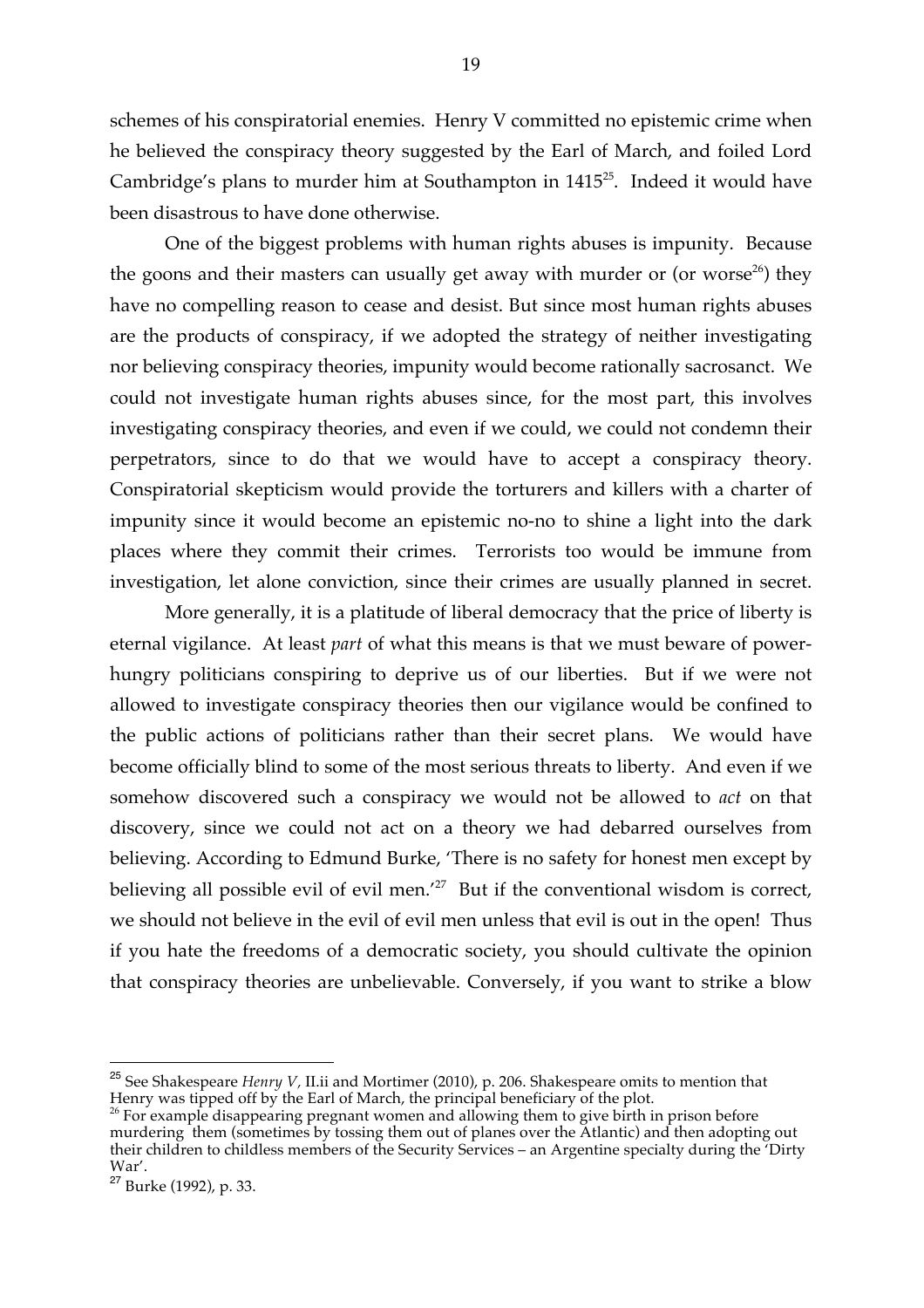schemes of his conspiratorial enemies. Henry V committed no epistemic crime when he believed the conspiracy theory suggested by the Earl of March, and foiled Lord Cambridge's plans to murder him at Southampton in 1415[25]. Indeed it would have been disastrous to have done otherwise.

One of the biggest problems with human rights abuses is impunity. Because the goons and their masters can usually get away with murder or (or worse[26]) they have no compelling reason to cease and desist. But since most human rights abuses are the products of conspiracy, if we adopted the strategy of neither investigating nor believing conspiracy theories, impunity would become rationally sacrosanct. We could not investigate human rights abuses since, for the most part, this involves investigating conspiracy theories, and even if we could, we could not condemn their perpetrators, since to do that we would have to accept a conspiracy theory. Conspiratorial skepticism would provide the torturers and killers with a charter of impunity since it would become an epistemic no-no to shine a light into the dark places where they commit their crimes. Terrorists too would be immune from investigation, let alone conviction, since their crimes are usually planned in secret.

More generally, it is a platitude of liberal democracy that the price of liberty is eternal vigilance. At least *part* of what this means is that we must beware of power-hungry politicians conspiring to deprive us of our liberties. But if we were not allowed to investigate conspiracy theories then our vigilance would be confined to the public actions of politicians rather than their secret plans. We would have become officially blind to some of the most serious threats to liberty. And even if we somehow discovered such a conspiracy we would not be allowed to *act* on that discovery, since we could not act on a theory we had debarred ourselves from believing. According to Edmund Burke, 'There is no safety for honest men except by believing all possible evil of evil men.'[27] But if the conventional wisdom is correct, we should not believe in the evil of evil men unless that evil is out in the open! Thus if you hate the freedoms of a democratic society, you should cultivate the opinion that conspiracy theories are unbelievable. Conversely, if you want to strike a blow

---

[25] See Shakespeare *Henry V*, II.ii and Mortimer (2010), p. 206. Shakespeare omits to mention that Henry was tipped off by the Earl of March, the principal beneficiary of the plot.

[26] For example disappearing pregnant women and allowing them to give birth in prison before murdering them (sometimes by tossing them out of planes over the Atlantic) and then adopting out their children to childless members of the Security Services – an Argentine specialty during the 'Dirty War'.

[27] Burke (1992), p. 33.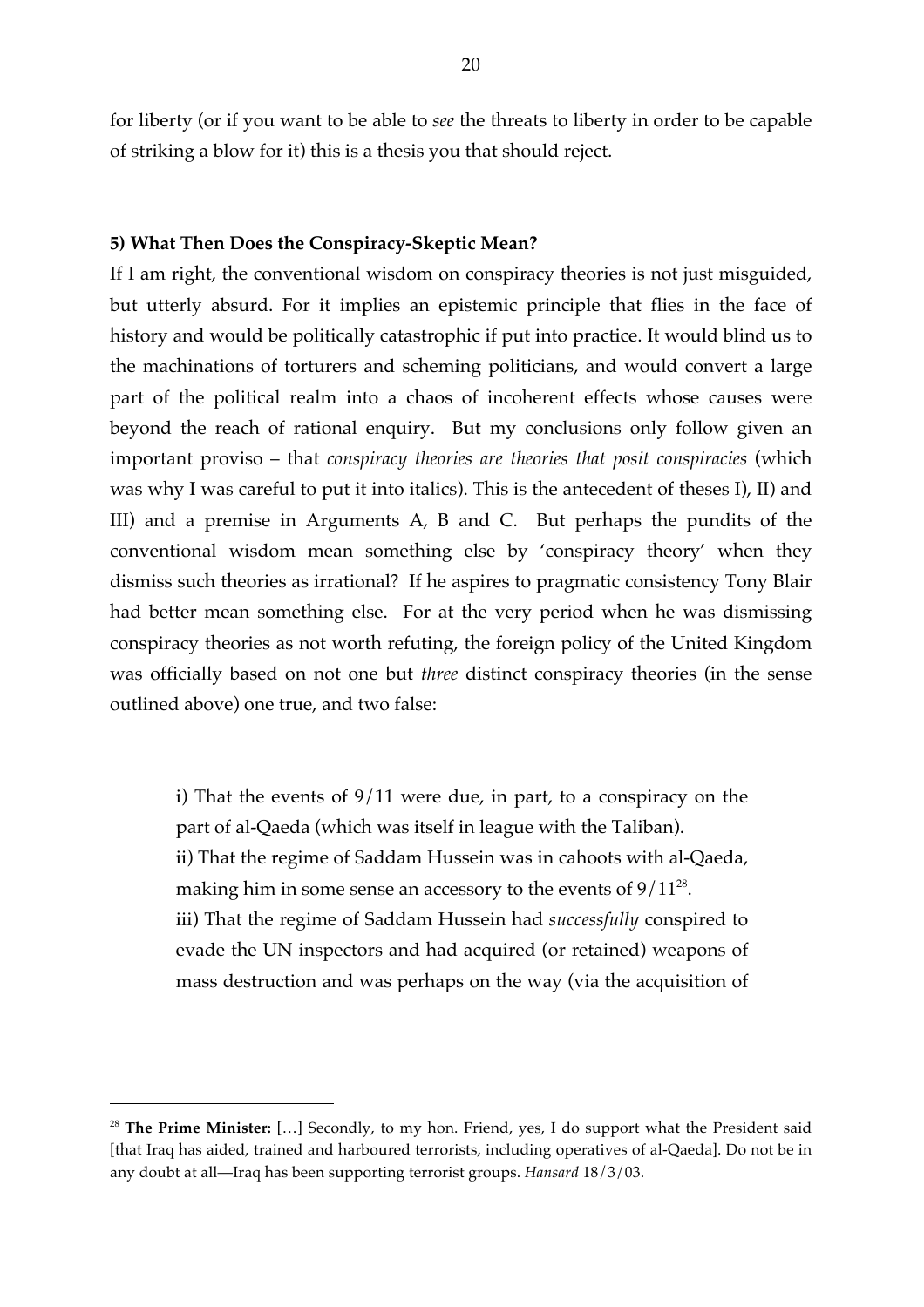for liberty (or if you want to be able to *see* the threats to liberty in order to be capable of striking a blow for it) this is a thesis you that should reject.

### 5) What Then Does the Conspiracy-Skeptic Mean?

If I am right, the conventional wisdom on conspiracy theories is not just misguided, but utterly absurd. For it implies an epistemic principle that flies in the face of history and would be politically catastrophic if put into practice. It would blind us to the machinations of torturers and scheming politicians, and would convert a large part of the political realm into a chaos of incoherent effects whose causes were beyond the reach of rational enquiry. But my conclusions only follow given an important proviso – that *conspiracy theories are theories that posit conspiracies* (which was why I was careful to put it into italics). This is the antecedent of theses I), II) and III) and a premise in Arguments A, B and C. But perhaps the pundits of the conventional wisdom mean something else by 'conspiracy theory' when they dismiss such theories as irrational? If he aspires to pragmatic consistency Tony Blair had better mean something else. For at the very period when he was dismissing conspiracy theories as not worth refuting, the foreign policy of the United Kingdom was officially based on not one but *three* distinct conspiracy theories (in the sense outlined above) one true, and two false:

> i) That the events of 9/11 were due, in part, to a conspiracy on the part of al-Qaeda (which was itself in league with the Taliban).
> ii) That the regime of Saddam Hussein was in cahoots with al-Qaeda, making him in some sense an accessory to the events of 9/11[28].
> iii) That the regime of Saddam Hussein had *successfully* conspired to evade the UN inspectors and had acquired (or retained) weapons of mass destruction and was perhaps on the way (via the acquisition of

---

[28] **The Prime Minister:** […] Secondly, to my hon. Friend, yes, I do support what the President said [that Iraq has aided, trained and harboured terrorists, including operatives of al-Qaeda]. Do not be in any doubt at all—Iraq has been supporting terrorist groups. *Hansard* 18/3/03.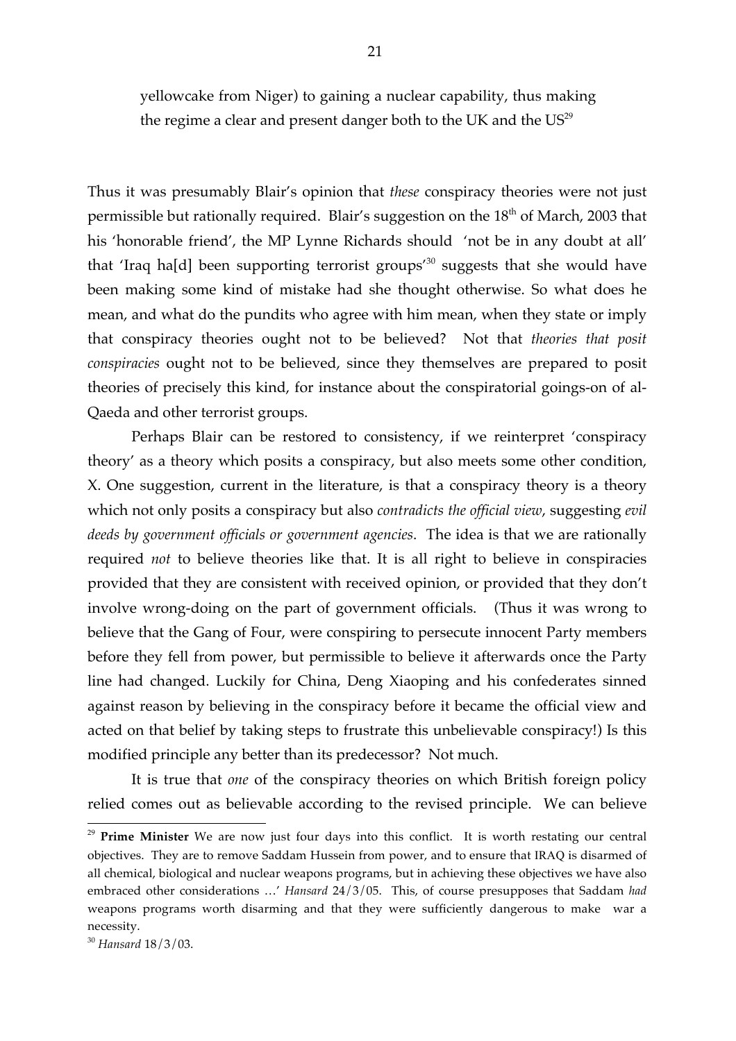> yellowcake from Niger) to gaining a nuclear capability, thus making the regime a clear and present danger both to the UK and the US[29]

Thus it was presumably Blair's opinion that *these* conspiracy theories were not just permissible but rationally required. Blair's suggestion on the 18th of March, 2003 that his 'honorable friend', the MP Lynne Richards should 'not be in any doubt at all' that 'Iraq ha[d] been supporting terrorist groups'[30] suggests that she would have been making some kind of mistake had she thought otherwise. So what does he mean, and what do the pundits who agree with him mean, when they state or imply that conspiracy theories ought not to be believed? Not that *theories that posit conspiracies* ought not to be believed, since they themselves are prepared to posit theories of precisely this kind, for instance about the conspiratorial goings-on of al-Qaeda and other terrorist groups.

Perhaps Blair can be restored to consistency, if we reinterpret 'conspiracy theory' as a theory which posits a conspiracy, but also meets some other condition, X. One suggestion, current in the literature, is that a conspiracy theory is a theory which not only posits a conspiracy but also *contradicts the official view*, suggesting *evil deeds by government officials or government agencies*. The idea is that we are rationally required *not* to believe theories like that. It is all right to believe in conspiracies provided that they are consistent with received opinion, or provided that they don't involve wrong-doing on the part of government officials. (Thus it was wrong to believe that the Gang of Four, were conspiring to persecute innocent Party members before they fell from power, but permissible to believe it afterwards once the Party line had changed. Luckily for China, Deng Xiaoping and his confederates sinned against reason by believing in the conspiracy before it became the official view and acted on that belief by taking steps to frustrate this unbelievable conspiracy!) Is this modified principle any better than its predecessor? Not much.

It is true that *one* of the conspiracy theories on which British foreign policy relied comes out as believable according to the revised principle. We can believe

---

[29] **Prime Minister** We are now just four days into this conflict. It is worth restating our central objectives. They are to remove Saddam Hussein from power, and to ensure that IRAQ is disarmed of all chemical, biological and nuclear weapons programs, but in achieving these objectives we have also embraced other considerations …' *Hansard* 24/3/05. This, of course presupposes that Saddam *had* weapons programs worth disarming and that they were sufficiently dangerous to make war a necessity.

[30] *Hansard* 18/3/03.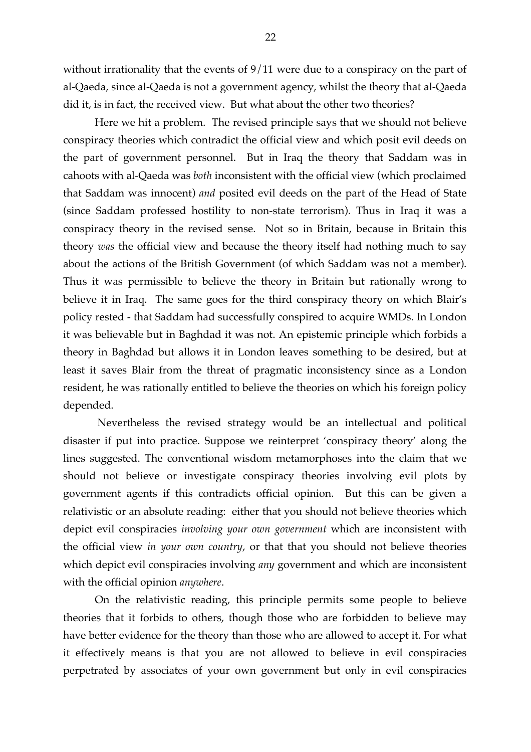without irrationality that the events of 9/11 were due to a conspiracy on the part of al-Qaeda, since al-Qaeda is not a government agency, whilst the theory that al-Qaeda did it, is in fact, the received view. But what about the other two theories?

Here we hit a problem. The revised principle says that we should not believe conspiracy theories which contradict the official view and which posit evil deeds on the part of government personnel. But in Iraq the theory that Saddam was in cahoots with al-Qaeda was *both* inconsistent with the official view (which proclaimed that Saddam was innocent) *and* posited evil deeds on the part of the Head of State (since Saddam professed hostility to non-state terrorism). Thus in Iraq it was a conspiracy theory in the revised sense. Not so in Britain, because in Britain this theory *was* the official view and because the theory itself had nothing much to say about the actions of the British Government (of which Saddam was not a member). Thus it was permissible to believe the theory in Britain but rationally wrong to believe it in Iraq. The same goes for the third conspiracy theory on which Blair's policy rested - that Saddam had successfully conspired to acquire WMDs. In London it was believable but in Baghdad it was not. An epistemic principle which forbids a theory in Baghdad but allows it in London leaves something to be desired, but at least it saves Blair from the threat of pragmatic inconsistency since as a London resident, he was rationally entitled to believe the theories on which his foreign policy depended.

Nevertheless the revised strategy would be an intellectual and political disaster if put into practice. Suppose we reinterpret 'conspiracy theory' along the lines suggested. The conventional wisdom metamorphoses into the claim that we should not believe or investigate conspiracy theories involving evil plots by government agents if this contradicts official opinion. But this can be given a relativistic or an absolute reading: either that you should not believe theories which depict evil conspiracies *involving your own government* which are inconsistent with the official view *in your own country*, or that that you should not believe theories which depict evil conspiracies involving *any* government and which are inconsistent with the official opinion *anywhere*.

On the relativistic reading, this principle permits some people to believe theories that it forbids to others, though those who are forbidden to believe may have better evidence for the theory than those who are allowed to accept it. For what it effectively means is that you are not allowed to believe in evil conspiracies perpetrated by associates of your own government but only in evil conspiracies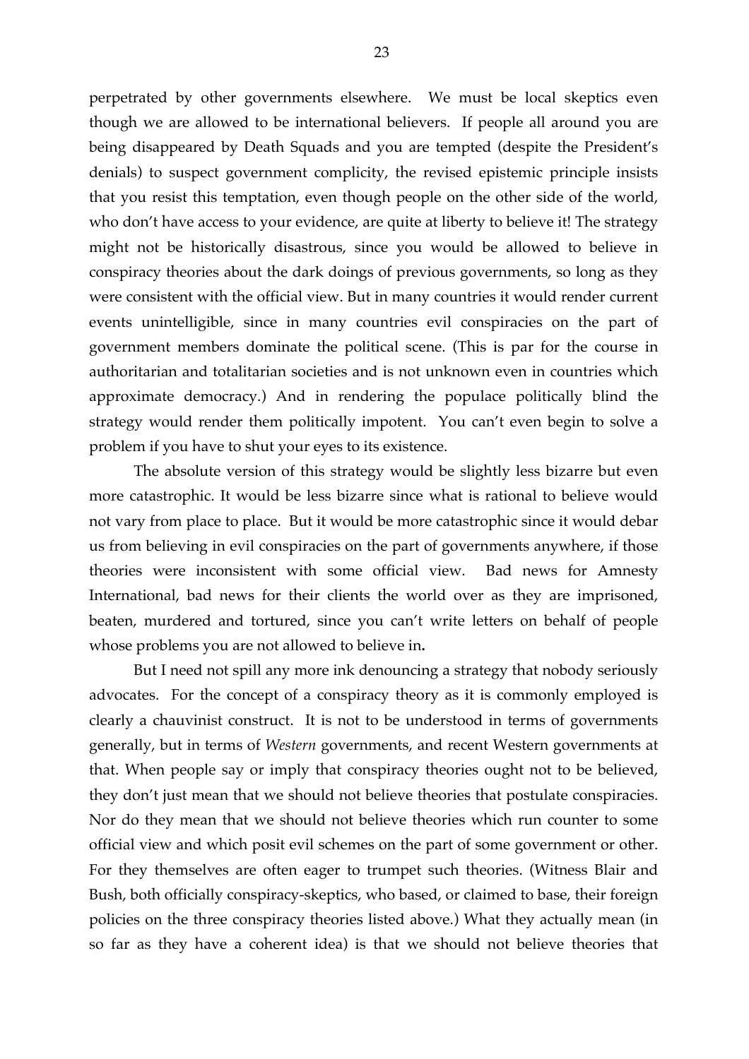perpetrated by other governments elsewhere. We must be local skeptics even though we are allowed to be international believers. If people all around you are being disappeared by Death Squads and you are tempted (despite the President's denials) to suspect government complicity, the revised epistemic principle insists that you resist this temptation, even though people on the other side of the world, who don't have access to your evidence, are quite at liberty to believe it! The strategy might not be historically disastrous, since you would be allowed to believe in conspiracy theories about the dark doings of previous governments, so long as they were consistent with the official view. But in many countries it would render current events unintelligible, since in many countries evil conspiracies on the part of government members dominate the political scene. (This is par for the course in authoritarian and totalitarian societies and is not unknown even in countries which approximate democracy.) And in rendering the populace politically blind the strategy would render them politically impotent. You can't even begin to solve a problem if you have to shut your eyes to its existence.

The absolute version of this strategy would be slightly less bizarre but even more catastrophic. It would be less bizarre since what is rational to believe would not vary from place to place. But it would be more catastrophic since it would debar us from believing in evil conspiracies on the part of governments anywhere, if those theories were inconsistent with some official view. Bad news for Amnesty International, bad news for their clients the world over as they are imprisoned, beaten, murdered and tortured, since you can't write letters on behalf of people whose problems you are not allowed to believe in.

But I need not spill any more ink denouncing a strategy that nobody seriously advocates. For the concept of a conspiracy theory as it is commonly employed is clearly a chauvinist construct. It is not to be understood in terms of governments generally, but in terms of *Western* governments, and recent Western governments at that. When people say or imply that conspiracy theories ought not to be believed, they don't just mean that we should not believe theories that postulate conspiracies. Nor do they mean that we should not believe theories which run counter to some official view and which posit evil schemes on the part of some government or other. For they themselves are often eager to trumpet such theories. (Witness Blair and Bush, both officially conspiracy-skeptics, who based, or claimed to base, their foreign policies on the three conspiracy theories listed above.) What they actually mean (in so far as they have a coherent idea) is that we should not believe theories that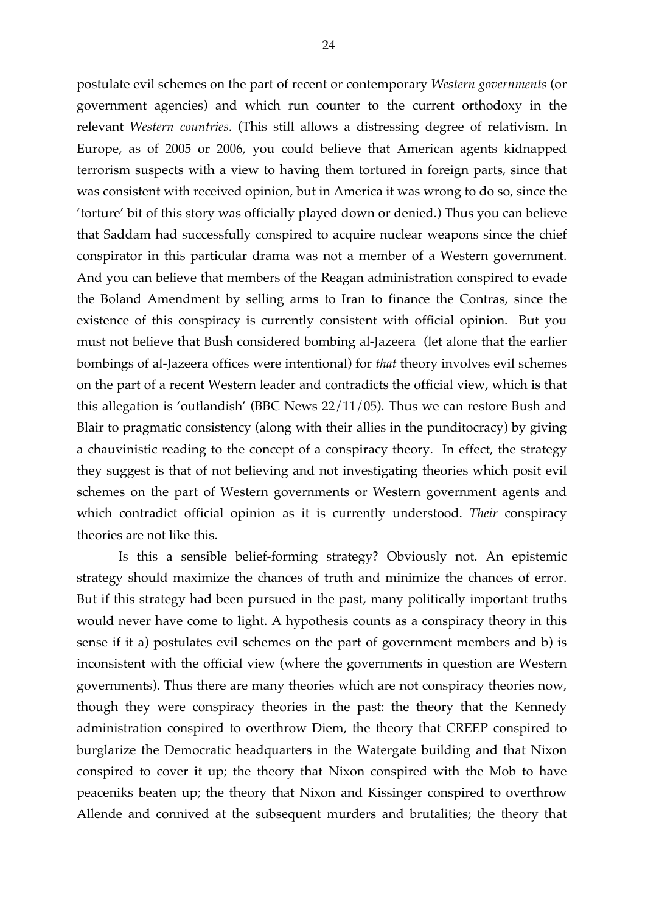postulate evil schemes on the part of recent or contemporary *Western governments* (or government agencies) and which run counter to the current orthodoxy in the relevant *Western countries*. (This still allows a distressing degree of relativism. In Europe, as of 2005 or 2006, you could believe that American agents kidnapped terrorism suspects with a view to having them tortured in foreign parts, since that was consistent with received opinion, but in America it was wrong to do so, since the 'torture' bit of this story was officially played down or denied.) Thus you can believe that Saddam had successfully conspired to acquire nuclear weapons since the chief conspirator in this particular drama was not a member of a Western government. And you can believe that members of the Reagan administration conspired to evade the Boland Amendment by selling arms to Iran to finance the Contras, since the existence of this conspiracy is currently consistent with official opinion. But you must not believe that Bush considered bombing al-Jazeera (let alone that the earlier bombings of al-Jazeera offices were intentional) for *that* theory involves evil schemes on the part of a recent Western leader and contradicts the official view, which is that this allegation is 'outlandish' (BBC News 22/11/05). Thus we can restore Bush and Blair to pragmatic consistency (along with their allies in the punditocracy) by giving a chauvinistic reading to the concept of a conspiracy theory. In effect, the strategy they suggest is that of not believing and not investigating theories which posit evil schemes on the part of Western governments or Western government agents and which contradict official opinion as it is currently understood. *Their* conspiracy theories are not like this.

Is this a sensible belief-forming strategy? Obviously not. An epistemic strategy should maximize the chances of truth and minimize the chances of error. But if this strategy had been pursued in the past, many politically important truths would never have come to light. A hypothesis counts as a conspiracy theory in this sense if it a) postulates evil schemes on the part of government members and b) is inconsistent with the official view (where the governments in question are Western governments). Thus there are many theories which are not conspiracy theories now, though they were conspiracy theories in the past: the theory that the Kennedy administration conspired to overthrow Diem, the theory that CREEP conspired to burglarize the Democratic headquarters in the Watergate building and that Nixon conspired to cover it up; the theory that Nixon conspired with the Mob to have peaceniks beaten up; the theory that Nixon and Kissinger conspired to overthrow Allende and connived at the subsequent murders and brutalities; the theory that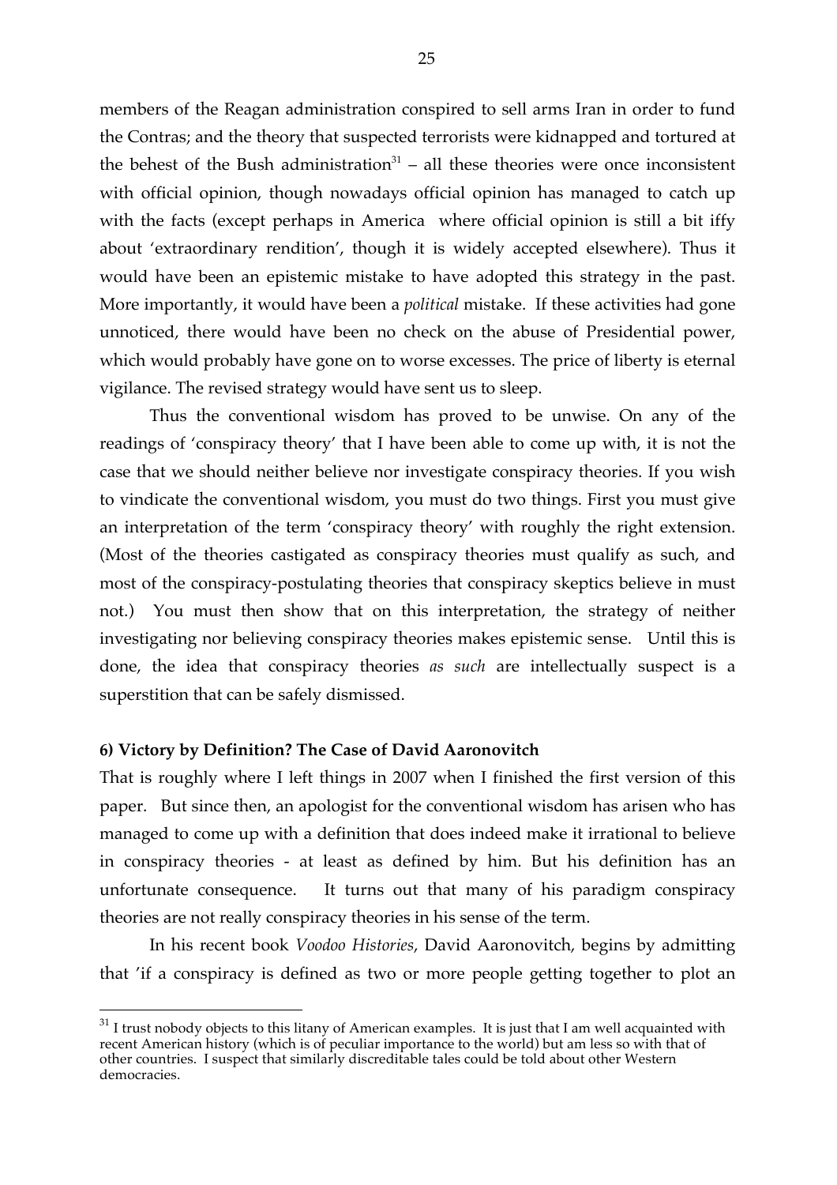members of the Reagan administration conspired to sell arms Iran in order to fund the Contras; and the theory that suspected terrorists were kidnapped and tortured at the behest of the Bush administration[31] – all these theories were once inconsistent with official opinion, though nowadays official opinion has managed to catch up with the facts (except perhaps in America where official opinion is still a bit iffy about 'extraordinary rendition', though it is widely accepted elsewhere). Thus it would have been an epistemic mistake to have adopted this strategy in the past. More importantly, it would have been a *political* mistake. If these activities had gone unnoticed, there would have been no check on the abuse of Presidential power, which would probably have gone on to worse excesses. The price of liberty is eternal vigilance. The revised strategy would have sent us to sleep.

Thus the conventional wisdom has proved to be unwise. On any of the readings of 'conspiracy theory' that I have been able to come up with, it is not the case that we should neither believe nor investigate conspiracy theories. If you wish to vindicate the conventional wisdom, you must do two things. First you must give an interpretation of the term 'conspiracy theory' with roughly the right extension. (Most of the theories castigated as conspiracy theories must qualify as such, and most of the conspiracy-postulating theories that conspiracy skeptics believe in must not.) You must then show that on this interpretation, the strategy of neither investigating nor believing conspiracy theories makes epistemic sense. Until this is done, the idea that conspiracy theories *as such* are intellectually suspect is a superstition that can be safely dismissed.

**6) Victory by Definition? The Case of David Aaronovitch**

That is roughly where I left things in 2007 when I finished the first version of this paper. But since then, an apologist for the conventional wisdom has arisen who has managed to come up with a definition that does indeed make it irrational to believe in conspiracy theories - at least as defined by him. But his definition has an unfortunate consequence. It turns out that many of his paradigm conspiracy theories are not really conspiracy theories in his sense of the term.

In his recent book *Voodoo Histories*, David Aaronovitch, begins by admitting that 'if a conspiracy is defined as two or more people getting together to plot an

[31] I trust nobody objects to this litany of American examples. It is just that I am well acquainted with recent American history (which is of peculiar importance to the world) but am less so with that of other countries. I suspect that similarly discreditable tales could be told about other Western democracies.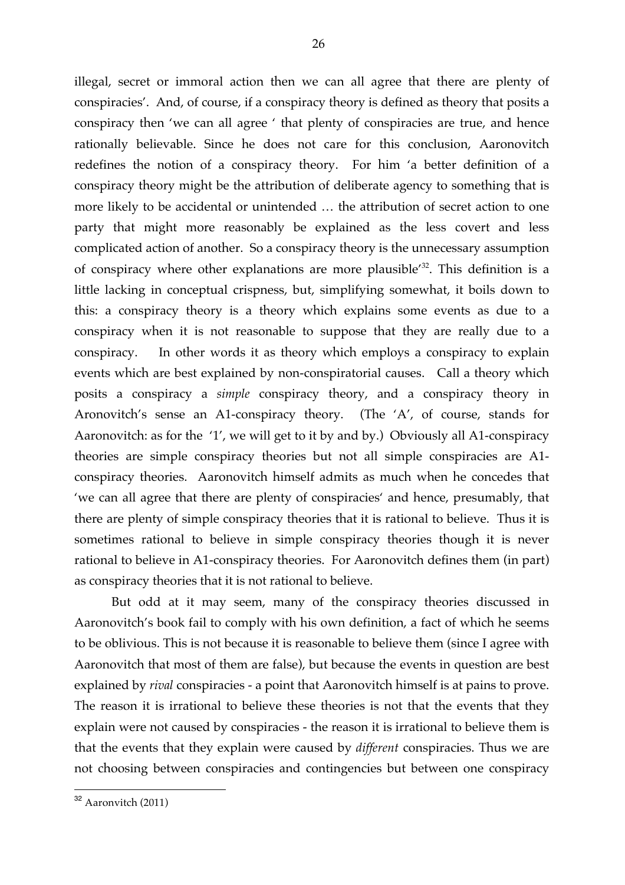illegal, secret or immoral action then we can all agree that there are plenty of conspiracies'. And, of course, if a conspiracy theory is defined as theory that posits a conspiracy then 'we can all agree ' that plenty of conspiracies are true, and hence rationally believable. Since he does not care for this conclusion, Aaronovitch redefines the notion of a conspiracy theory. For him 'a better definition of a conspiracy theory might be the attribution of deliberate agency to something that is more likely to be accidental or unintended … the attribution of secret action to one party that might more reasonably be explained as the less covert and less complicated action of another. So a conspiracy theory is the unnecessary assumption of conspiracy where other explanations are more plausible'[32]. This definition is a little lacking in conceptual crispness, but, simplifying somewhat, it boils down to this: a conspiracy theory is a theory which explains some events as due to a conspiracy when it is not reasonable to suppose that they are really due to a conspiracy. In other words it as theory which employs a conspiracy to explain events which are best explained by non-conspiratorial causes. Call a theory which posits a conspiracy a *simple* conspiracy theory, and a conspiracy theory in Aronovitch's sense an A1-conspiracy theory. (The 'A', of course, stands for Aaronovitch: as for the '1', we will get to it by and by.) Obviously all A1-conspiracy theories are simple conspiracy theories but not all simple conspiracies are A1-conspiracy theories. Aaronovitch himself admits as much when he concedes that 'we can all agree that there are plenty of conspiracies' and hence, presumably, that there are plenty of simple conspiracy theories that it is rational to believe. Thus it is sometimes rational to believe in simple conspiracy theories though it is never rational to believe in A1-conspiracy theories. For Aaronovitch defines them (in part) as conspiracy theories that it is not rational to believe.

But odd at it may seem, many of the conspiracy theories discussed in Aaronovitch's book fail to comply with his own definition, a fact of which he seems to be oblivious. This is not because it is reasonable to believe them (since I agree with Aaronovitch that most of them are false), but because the events in question are best explained by *rival* conspiracies - a point that Aaronovitch himself is at pains to prove. The reason it is irrational to believe these theories is not that the events that they explain were not caused by conspiracies - the reason it is irrational to believe them is that the events that they explain were caused by *different* conspiracies. Thus we are not choosing between conspiracies and contingencies but between one conspiracy

[32] Aaronvitch (2011)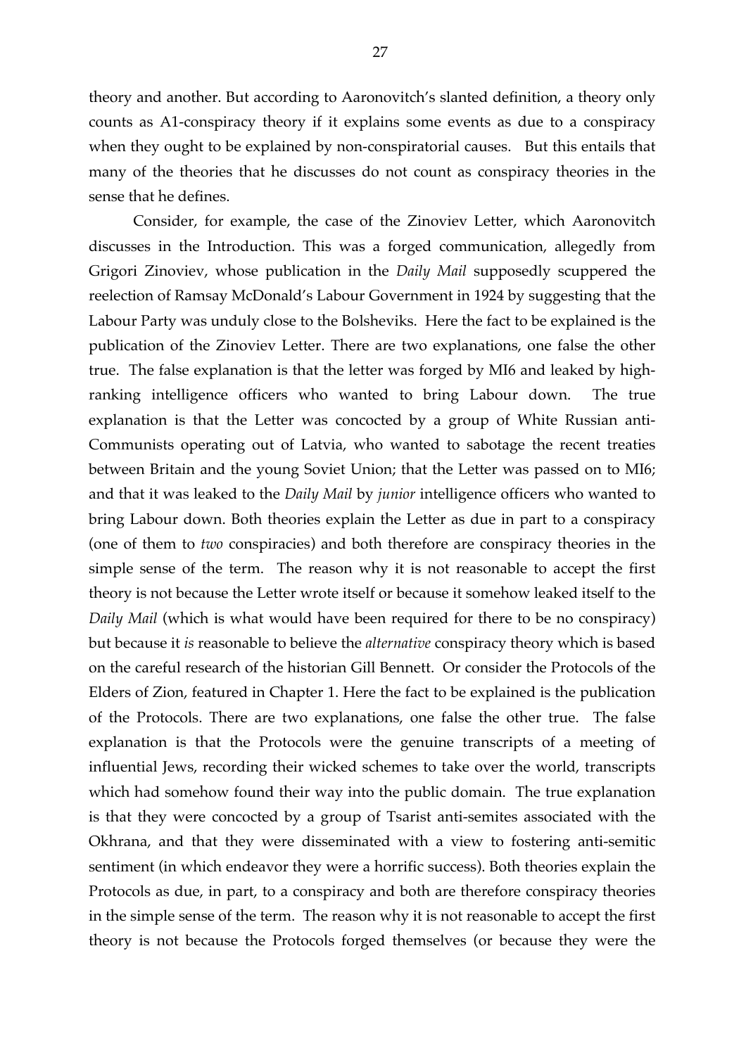theory and another. But according to Aaronovitch's slanted definition, a theory only counts as A1-conspiracy theory if it explains some events as due to a conspiracy when they ought to be explained by non-conspiratorial causes. But this entails that many of the theories that he discusses do not count as conspiracy theories in the sense that he defines.

Consider, for example, the case of the Zinoviev Letter, which Aaronovitch discusses in the Introduction. This was a forged communication, allegedly from Grigori Zinoviev, whose publication in the *Daily Mail* supposedly scuppered the reelection of Ramsay McDonald's Labour Government in 1924 by suggesting that the Labour Party was unduly close to the Bolsheviks. Here the fact to be explained is the publication of the Zinoviev Letter. There are two explanations, one false the other true. The false explanation is that the letter was forged by MI6 and leaked by high-ranking intelligence officers who wanted to bring Labour down. The true explanation is that the Letter was concocted by a group of White Russian anti-Communists operating out of Latvia, who wanted to sabotage the recent treaties between Britain and the young Soviet Union; that the Letter was passed on to MI6; and that it was leaked to the *Daily Mail* by *junior* intelligence officers who wanted to bring Labour down. Both theories explain the Letter as due in part to a conspiracy (one of them to *two* conspiracies) and both therefore are conspiracy theories in the simple sense of the term. The reason why it is not reasonable to accept the first theory is not because the Letter wrote itself or because it somehow leaked itself to the *Daily Mail* (which is what would have been required for there to be no conspiracy) but because it *is* reasonable to believe the *alternative* conspiracy theory which is based on the careful research of the historian Gill Bennett. Or consider the Protocols of the Elders of Zion, featured in Chapter 1. Here the fact to be explained is the publication of the Protocols. There are two explanations, one false the other true. The false explanation is that the Protocols were the genuine transcripts of a meeting of influential Jews, recording their wicked schemes to take over the world, transcripts which had somehow found their way into the public domain. The true explanation is that they were concocted by a group of Tsarist anti-semites associated with the Okhrana, and that they were disseminated with a view to fostering anti-semitic sentiment (in which endeavor they were a horrific success). Both theories explain the Protocols as due, in part, to a conspiracy and both are therefore conspiracy theories in the simple sense of the term. The reason why it is not reasonable to accept the first theory is not because the Protocols forged themselves (or because they were the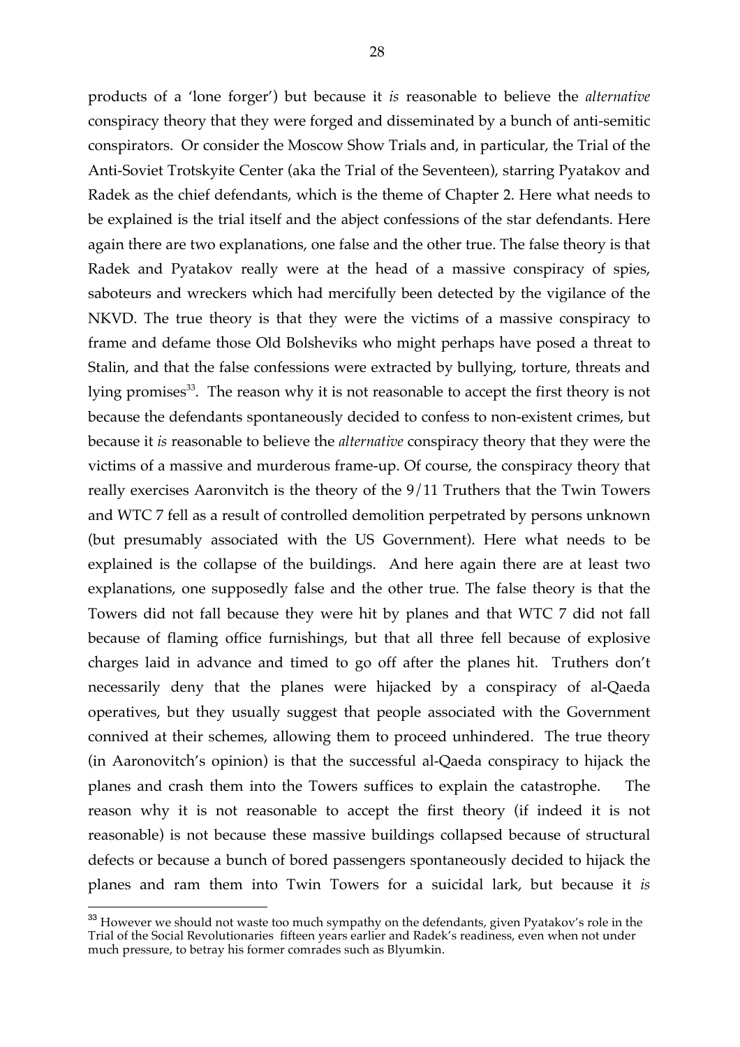products of a 'lone forger') but because it *is* reasonable to believe the *alternative* conspiracy theory that they were forged and disseminated by a bunch of anti-semitic conspirators. Or consider the Moscow Show Trials and, in particular, the Trial of the Anti-Soviet Trotskyite Center (aka the Trial of the Seventeen), starring Pyatakov and Radek as the chief defendants, which is the theme of Chapter 2. Here what needs to be explained is the trial itself and the abject confessions of the star defendants. Here again there are two explanations, one false and the other true. The false theory is that Radek and Pyatakov really were at the head of a massive conspiracy of spies, saboteurs and wreckers which had mercifully been detected by the vigilance of the NKVD. The true theory is that they were the victims of a massive conspiracy to frame and defame those Old Bolsheviks who might perhaps have posed a threat to Stalin, and that the false confessions were extracted by bullying, torture, threats and lying promises[33]. The reason why it is not reasonable to accept the first theory is not because the defendants spontaneously decided to confess to non-existent crimes, but because it *is* reasonable to believe the *alternative* conspiracy theory that they were the victims of a massive and murderous frame-up. Of course, the conspiracy theory that really exercises Aaronvitch is the theory of the 9/11 Truthers that the Twin Towers and WTC 7 fell as a result of controlled demolition perpetrated by persons unknown (but presumably associated with the US Government). Here what needs to be explained is the collapse of the buildings. And here again there are at least two explanations, one supposedly false and the other true. The false theory is that the Towers did not fall because they were hit by planes and that WTC 7 did not fall because of flaming office furnishings, but that all three fell because of explosive charges laid in advance and timed to go off after the planes hit. Truthers don't necessarily deny that the planes were hijacked by a conspiracy of al-Qaeda operatives, but they usually suggest that people associated with the Government connived at their schemes, allowing them to proceed unhindered. The true theory (in Aaronovitch's opinion) is that the successful al-Qaeda conspiracy to hijack the planes and crash them into the Towers suffices to explain the catastrophe. The reason why it is not reasonable to accept the first theory (if indeed it is not reasonable) is not because these massive buildings collapsed because of structural defects or because a bunch of bored passengers spontaneously decided to hijack the planes and ram them into Twin Towers for a suicidal lark, but because it *is*

[33] However we should not waste too much sympathy on the defendants, given Pyatakov's role in the Trial of the Social Revolutionaries fifteen years earlier and Radek's readiness, even when not under much pressure, to betray his former comrades such as Blyumkin.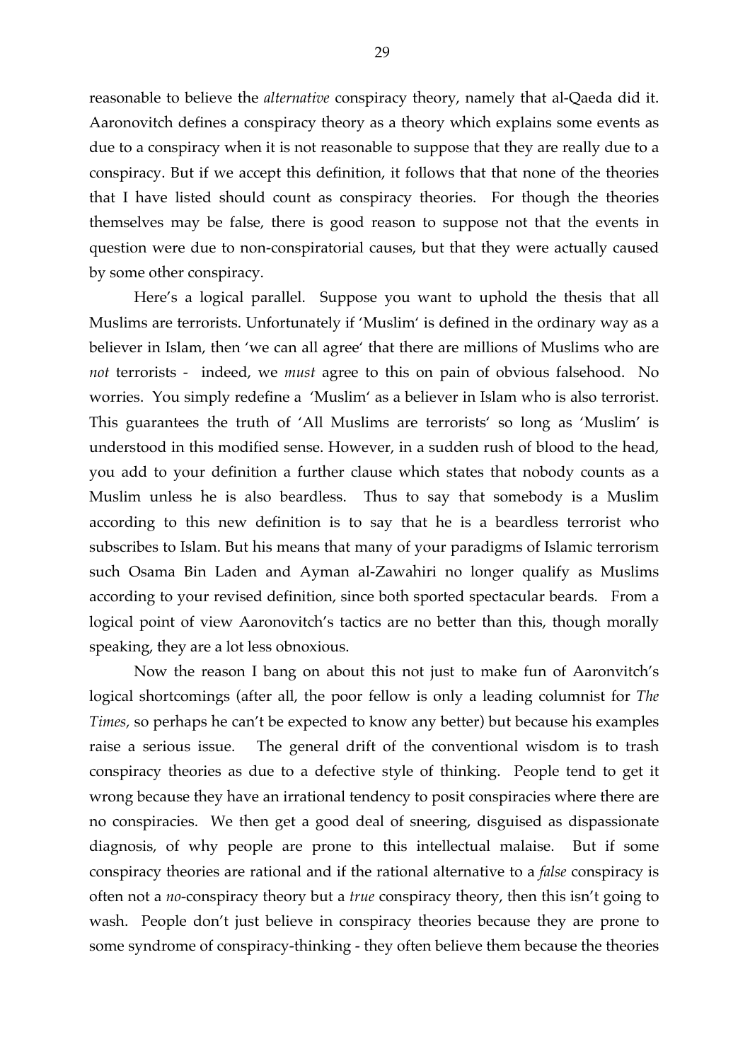reasonable to believe the *alternative* conspiracy theory, namely that al-Qaeda did it. Aaronovitch defines a conspiracy theory as a theory which explains some events as due to a conspiracy when it is not reasonable to suppose that they are really due to a conspiracy. But if we accept this definition, it follows that that none of the theories that I have listed should count as conspiracy theories. For though the theories themselves may be false, there is good reason to suppose not that the events in question were due to non-conspiratorial causes, but that they were actually caused by some other conspiracy.

Here's a logical parallel. Suppose you want to uphold the thesis that all Muslims are terrorists. Unfortunately if 'Muslim' is defined in the ordinary way as a believer in Islam, then 'we can all agree' that there are millions of Muslims who are *not* terrorists - indeed, we *must* agree to this on pain of obvious falsehood. No worries. You simply redefine a 'Muslim' as a believer in Islam who is also terrorist. This guarantees the truth of 'All Muslims are terrorists' so long as 'Muslim' is understood in this modified sense. However, in a sudden rush of blood to the head, you add to your definition a further clause which states that nobody counts as a Muslim unless he is also beardless. Thus to say that somebody is a Muslim according to this new definition is to say that he is a beardless terrorist who subscribes to Islam. But his means that many of your paradigms of Islamic terrorism such Osama Bin Laden and Ayman al-Zawahiri no longer qualify as Muslims according to your revised definition, since both sported spectacular beards. From a logical point of view Aaronovitch's tactics are no better than this, though morally speaking, they are a lot less obnoxious.

Now the reason I bang on about this not just to make fun of Aaronvitch's logical shortcomings (after all, the poor fellow is only a leading columnist for *The Times,* so perhaps he can't be expected to know any better) but because his examples raise a serious issue. The general drift of the conventional wisdom is to trash conspiracy theories as due to a defective style of thinking. People tend to get it wrong because they have an irrational tendency to posit conspiracies where there are no conspiracies. We then get a good deal of sneering, disguised as dispassionate diagnosis, of why people are prone to this intellectual malaise. But if some conspiracy theories are rational and if the rational alternative to a *false* conspiracy is often not a *no*-conspiracy theory but a *true* conspiracy theory, then this isn't going to wash. People don't just believe in conspiracy theories because they are prone to some syndrome of conspiracy-thinking - they often believe them because the theories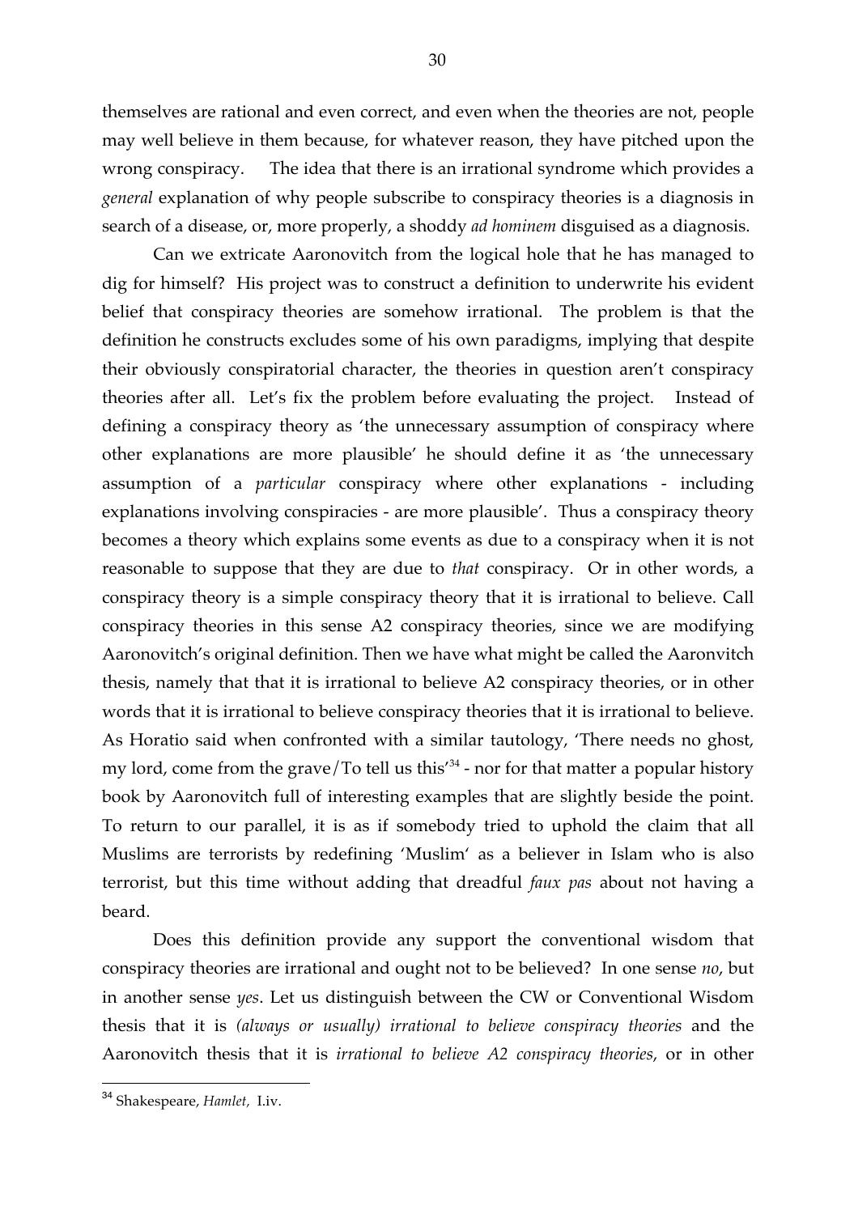themselves are rational and even correct, and even when the theories are not, people may well believe in them because, for whatever reason, they have pitched upon the wrong conspiracy. The idea that there is an irrational syndrome which provides a *general* explanation of why people subscribe to conspiracy theories is a diagnosis in search of a disease, or, more properly, a shoddy *ad hominem* disguised as a diagnosis.

Can we extricate Aaronovitch from the logical hole that he has managed to dig for himself? His project was to construct a definition to underwrite his evident belief that conspiracy theories are somehow irrational. The problem is that the definition he constructs excludes some of his own paradigms, implying that despite their obviously conspiratorial character, the theories in question aren't conspiracy theories after all. Let's fix the problem before evaluating the project. Instead of defining a conspiracy theory as 'the unnecessary assumption of conspiracy where other explanations are more plausible' he should define it as 'the unnecessary assumption of a *particular* conspiracy where other explanations - including explanations involving conspiracies - are more plausible'. Thus a conspiracy theory becomes a theory which explains some events as due to a conspiracy when it is not reasonable to suppose that they are due to *that* conspiracy. Or in other words, a conspiracy theory is a simple conspiracy theory that it is irrational to believe. Call conspiracy theories in this sense A2 conspiracy theories, since we are modifying Aaronovitch's original definition. Then we have what might be called the Aaronvitch thesis, namely that that it is irrational to believe A2 conspiracy theories, or in other words that it is irrational to believe conspiracy theories that it is irrational to believe. As Horatio said when confronted with a similar tautology, 'There needs no ghost, my lord, come from the grave/To tell us this'[34] - nor for that matter a popular history book by Aaronovitch full of interesting examples that are slightly beside the point. To return to our parallel, it is as if somebody tried to uphold the claim that all Muslims are terrorists by redefining 'Muslim' as a believer in Islam who is also terrorist, but this time without adding that dreadful *faux pas* about not having a beard.

Does this definition provide any support the conventional wisdom that conspiracy theories are irrational and ought not to be believed? In one sense *no*, but in another sense *yes*. Let us distinguish between the CW or Conventional Wisdom thesis that it is *(always or usually) irrational to believe conspiracy theories* and the Aaronovitch thesis that it is *irrational to believe A2 conspiracy theories*, or in other

---

[34] Shakespeare, *Hamlet*, I.iv.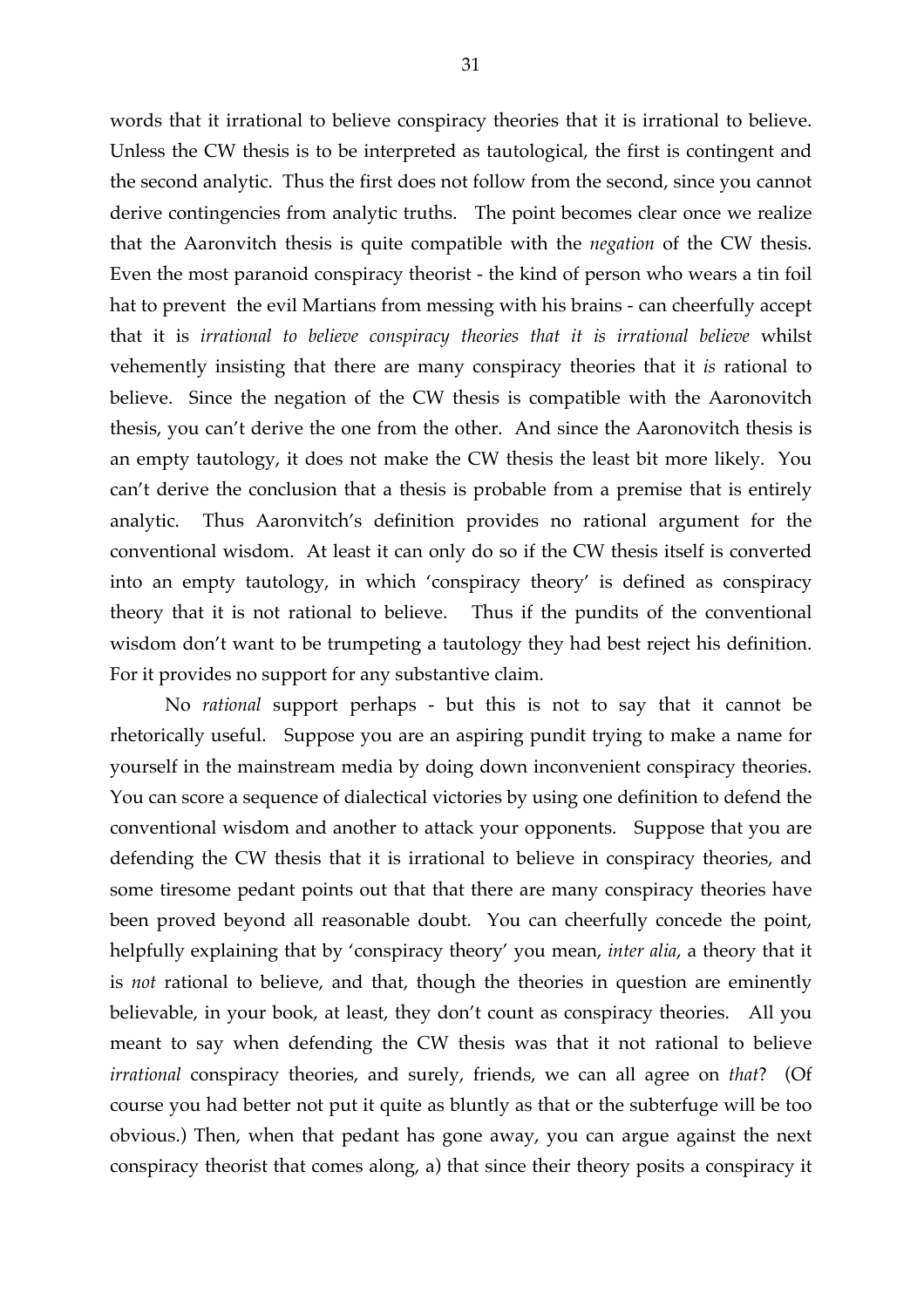words that it irrational to believe conspiracy theories that it is irrational to believe. Unless the CW thesis is to be interpreted as tautological, the first is contingent and the second analytic. Thus the first does not follow from the second, since you cannot derive contingencies from analytic truths. The point becomes clear once we realize that the Aaronvitch thesis is quite compatible with the *negation* of the CW thesis. Even the most paranoid conspiracy theorist - the kind of person who wears a tin foil hat to prevent the evil Martians from messing with his brains - can cheerfully accept that it is *irrational to believe conspiracy theories that it is irrational believe* whilst vehemently insisting that there are many conspiracy theories that it *is* rational to believe. Since the negation of the CW thesis is compatible with the Aaronovitch thesis, you can't derive the one from the other. And since the Aaronovitch thesis is an empty tautology, it does not make the CW thesis the least bit more likely. You can't derive the conclusion that a thesis is probable from a premise that is entirely analytic. Thus Aaronvitch's definition provides no rational argument for the conventional wisdom. At least it can only do so if the CW thesis itself is converted into an empty tautology, in which 'conspiracy theory' is defined as conspiracy theory that it is not rational to believe. Thus if the pundits of the conventional wisdom don't want to be trumpeting a tautology they had best reject his definition. For it provides no support for any substantive claim.

No *rational* support perhaps - but this is not to say that it cannot be rhetorically useful. Suppose you are an aspiring pundit trying to make a name for yourself in the mainstream media by doing down inconvenient conspiracy theories. You can score a sequence of dialectical victories by using one definition to defend the conventional wisdom and another to attack your opponents. Suppose that you are defending the CW thesis that it is irrational to believe in conspiracy theories, and some tiresome pedant points out that that there are many conspiracy theories have been proved beyond all reasonable doubt. You can cheerfully concede the point, helpfully explaining that by 'conspiracy theory' you mean, *inter alia*, a theory that it is *not* rational to believe, and that, though the theories in question are eminently believable, in your book, at least, they don't count as conspiracy theories. All you meant to say when defending the CW thesis was that it not rational to believe *irrational* conspiracy theories, and surely, friends, we can all agree on *that*? (Of course you had better not put it quite as bluntly as that or the subterfuge will be too obvious.) Then, when that pedant has gone away, you can argue against the next conspiracy theorist that comes along, a) that since their theory posits a conspiracy it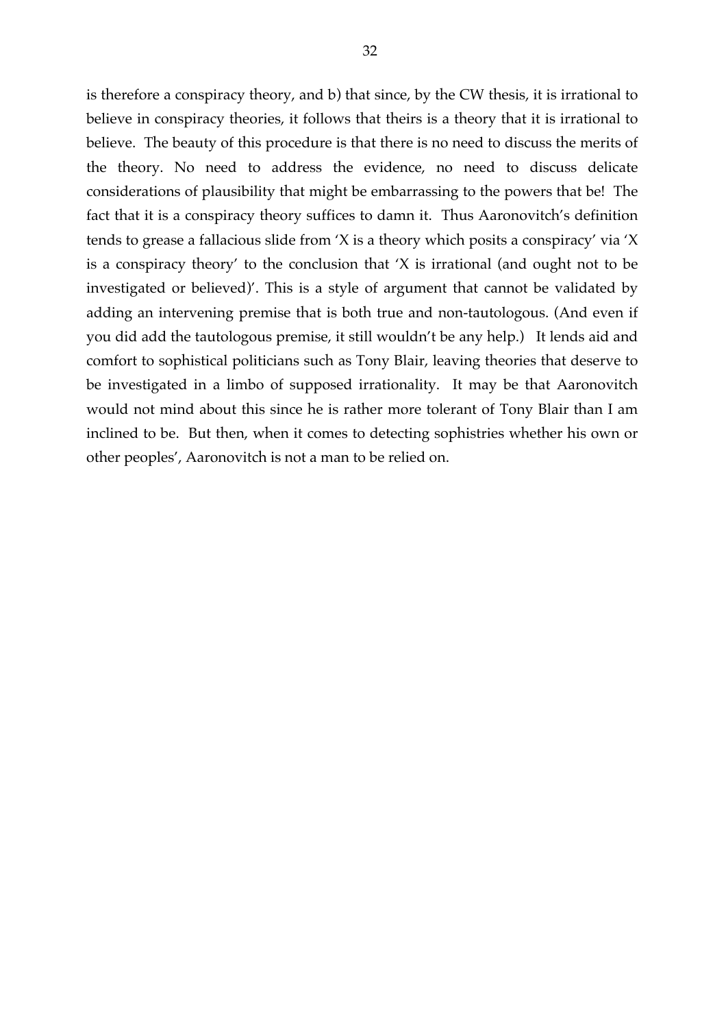is therefore a conspiracy theory, and b) that since, by the CW thesis, it is irrational to believe in conspiracy theories, it follows that theirs is a theory that it is irrational to believe. The beauty of this procedure is that there is no need to discuss the merits of the theory. No need to address the evidence, no need to discuss delicate considerations of plausibility that might be embarrassing to the powers that be! The fact that it is a conspiracy theory suffices to damn it. Thus Aaronovitch's definition tends to grease a fallacious slide from 'X is a theory which posits a conspiracy' via 'X is a conspiracy theory' to the conclusion that 'X is irrational (and ought not to be investigated or believed)'. This is a style of argument that cannot be validated by adding an intervening premise that is both true and non-tautologous. (And even if you did add the tautologous premise, it still wouldn't be any help.) It lends aid and comfort to sophistical politicians such as Tony Blair, leaving theories that deserve to be investigated in a limbo of supposed irrationality. It may be that Aaronovitch would not mind about this since he is rather more tolerant of Tony Blair than I am inclined to be. But then, when it comes to detecting sophistries whether his own or other peoples', Aaronovitch is not a man to be relied on.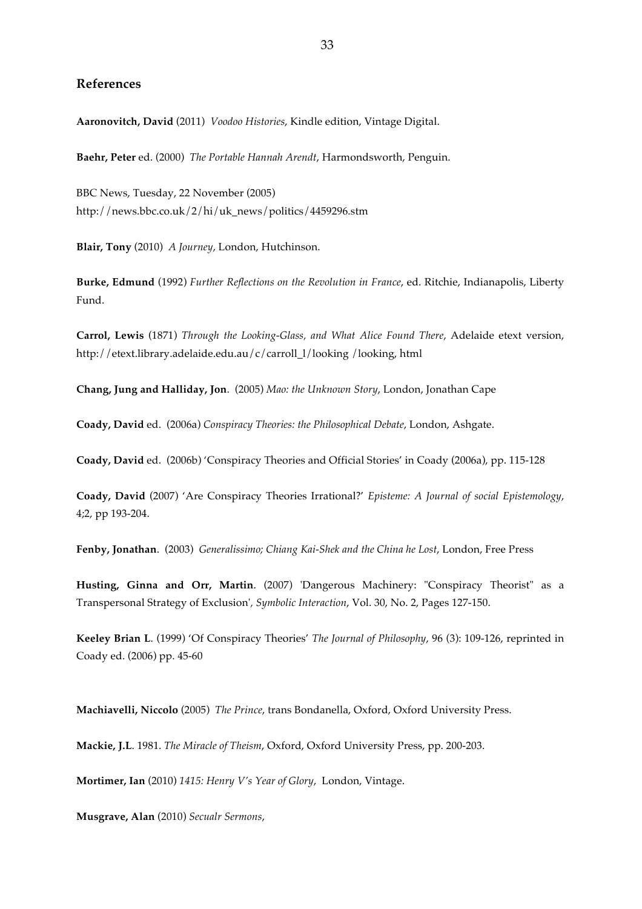## References

**Aaronovitch, David** (2011) *Voodoo Histories*, Kindle edition, Vintage Digital.

**Baehr, Peter** ed. (2000) *The Portable Hannah Arendt*, Harmondsworth, Penguin.

BBC News, Tuesday, 22 November (2005)
http://news.bbc.co.uk/2/hi/uk_news/politics/4459296.stm

**Blair, Tony** (2010) *A Journey*, London, Hutchinson.

**Burke, Edmund** (1992) *Further Reflections on the Revolution in France*, ed. Ritchie, Indianapolis, Liberty Fund.

**Carrol, Lewis** (1871) *Through the Looking-Glass, and What Alice Found There*, Adelaide etext version, http://etext.library.adelaide.edu.au/c/carroll_l/looking /looking, html

**Chang, Jung and Halliday, Jon**. (2005) *Mao: the Unknown Story*, London, Jonathan Cape

**Coady, David** ed. (2006a) *Conspiracy Theories: the Philosophical Debate*, London, Ashgate.

**Coady, David** ed. (2006b) 'Conspiracy Theories and Official Stories' in Coady (2006a), pp. 115-128

**Coady, David** (2007) 'Are Conspiracy Theories Irrational?' *Episteme: A Journal of social Epistemology*, 4;2, pp 193-204.

**Fenby, Jonathan**. (2003) *Generalissimo; Chiang Kai-Shek and the China he Lost*, London, Free Press

**Husting, Ginna and Orr, Martin**. (2007) 'Dangerous Machinery: "Conspiracy Theorist" as a Transpersonal Strategy of Exclusion', *Symbolic Interaction*, Vol. 30, No. 2, Pages 127-150.

**Keeley Brian L**. (1999) 'Of Conspiracy Theories' *The Journal of Philosophy*, 96 (3): 109-126, reprinted in Coady ed. (2006) pp. 45-60

**Machiavelli, Niccolo** (2005) *The Prince*, trans Bondanella, Oxford, Oxford University Press.

**Mackie, J.L**. 1981. *The Miracle of Theism*, Oxford, Oxford University Press, pp. 200-203.

**Mortimer, Ian** (2010) *1415: Henry V's Year of Glory*, London, Vintage.

**Musgrave, Alan** (2010) *Secualr Sermons*,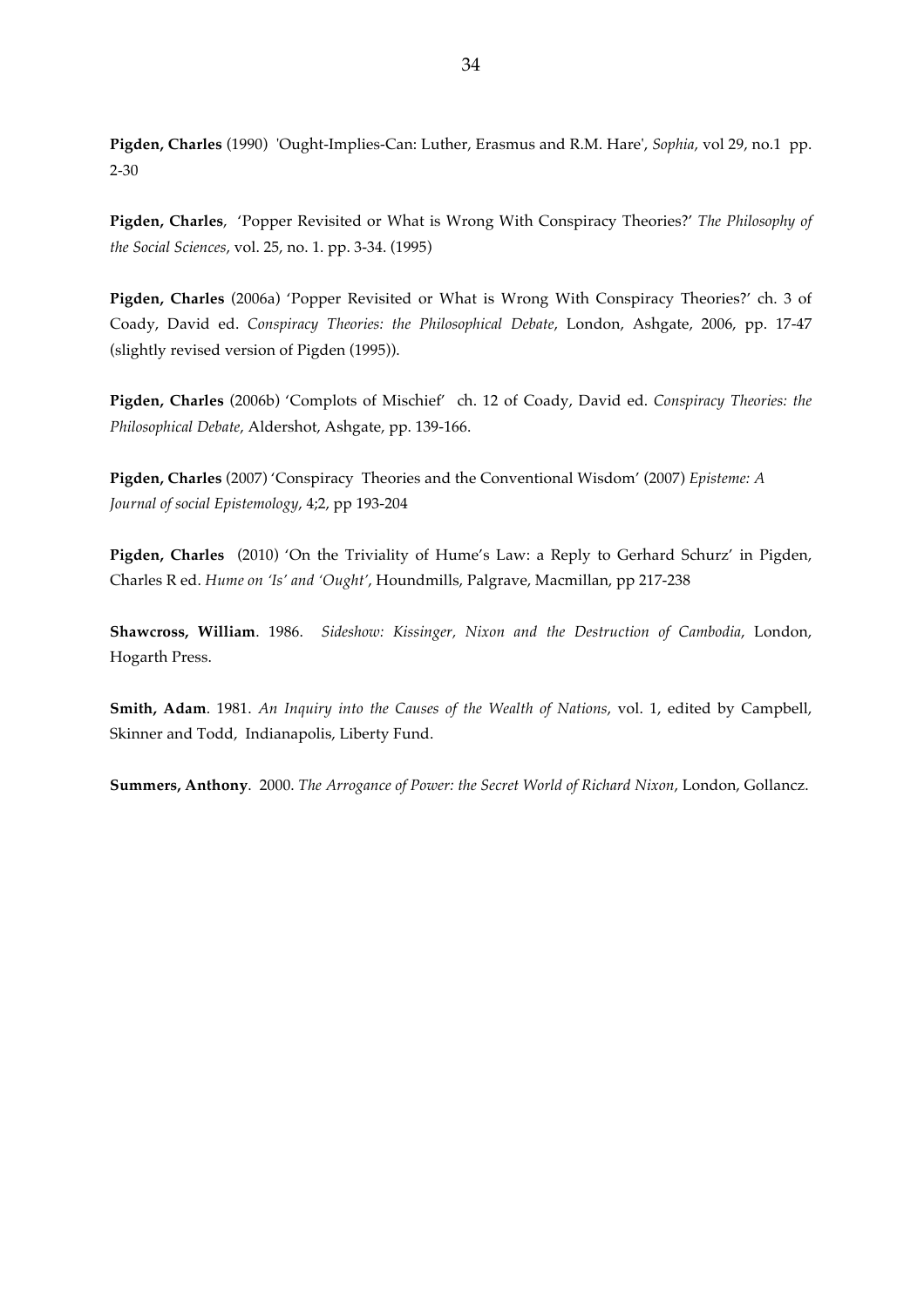**Pigden, Charles** (1990) 'Ought-Implies-Can: Luther, Erasmus and R.M. Hare', *Sophia*, vol 29, no.1 pp. 2-30

**Pigden, Charles**, 'Popper Revisited or What is Wrong With Conspiracy Theories?' *The Philosophy of the Social Sciences*, vol. 25, no. 1. pp. 3-34. (1995)

**Pigden, Charles** (2006a) 'Popper Revisited or What is Wrong With Conspiracy Theories?' ch. 3 of Coady, David ed. *Conspiracy Theories: the Philosophical Debate*, London, Ashgate, 2006, pp. 17-47 (slightly revised version of Pigden (1995)).

**Pigden, Charles** (2006b) 'Complots of Mischief' ch. 12 of Coady, David ed. *Conspiracy Theories: the Philosophical Debate*, Aldershot, Ashgate, pp. 139-166.

**Pigden, Charles** (2007) 'Conspiracy Theories and the Conventional Wisdom' (2007) *Episteme: A Journal of social Epistemology*, 4;2, pp 193-204

**Pigden, Charles** (2010) 'On the Triviality of Hume's Law: a Reply to Gerhard Schurz' in Pigden, Charles R ed. *Hume on 'Is' and 'Ought'*, Houndmills, Palgrave, Macmillan, pp 217-238

**Shawcross, William**. 1986. *Sideshow: Kissinger, Nixon and the Destruction of Cambodia*, London, Hogarth Press.

**Smith, Adam**. 1981. *An Inquiry into the Causes of the Wealth of Nations*, vol. 1, edited by Campbell, Skinner and Todd, Indianapolis, Liberty Fund.

**Summers, Anthony**. 2000. *The Arrogance of Power: the Secret World of Richard Nixon*, London, Gollancz.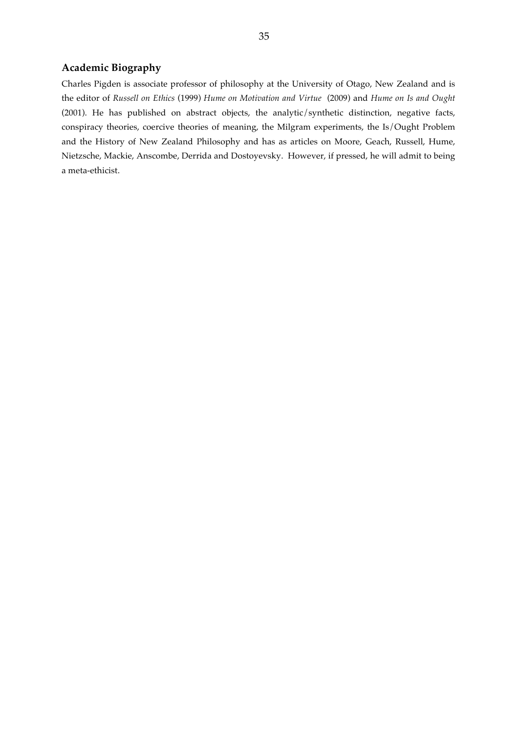## Academic Biography

Charles Pigden is associate professor of philosophy at the University of Otago, New Zealand and is the editor of *Russell on Ethics* (1999) *Hume on Motivation and Virtue* (2009) and *Hume on Is and Ought* (2001). He has published on abstract objects, the analytic/synthetic distinction, negative facts, conspiracy theories, coercive theories of meaning, the Milgram experiments, the Is/Ought Problem and the History of New Zealand Philosophy and has as articles on Moore, Geach, Russell, Hume, Nietzsche, Mackie, Anscombe, Derrida and Dostoyevsky. However, if pressed, he will admit to being a meta-ethicist.